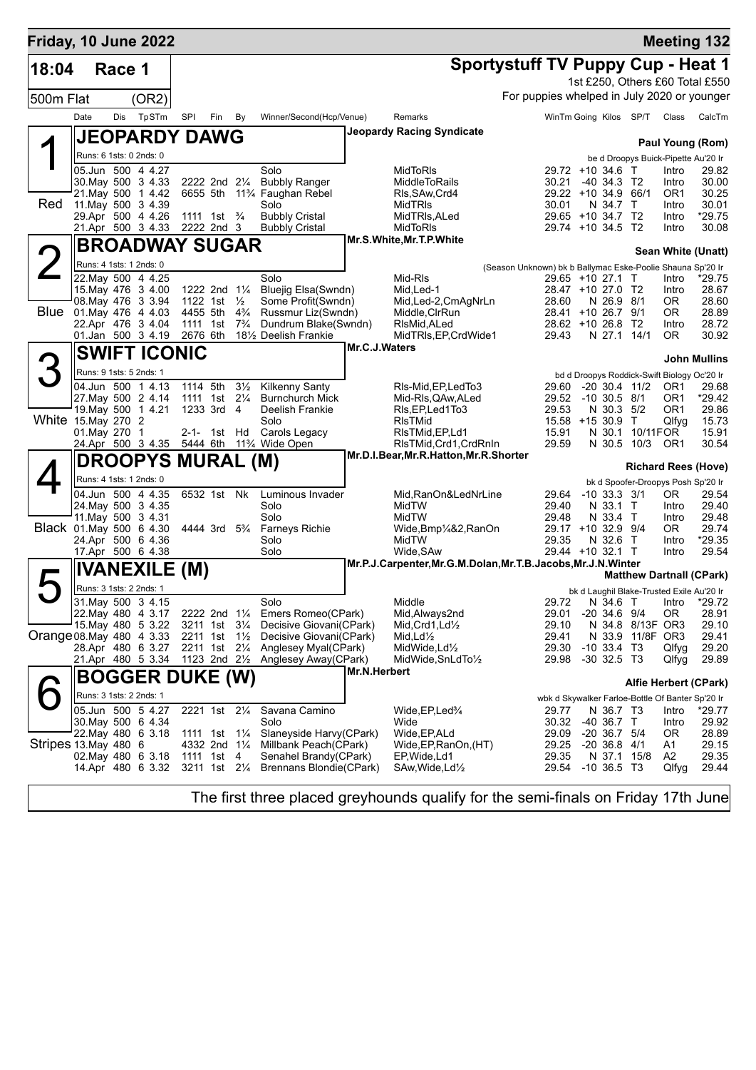# Friday, 10 June 2022 — Meeting 132

## 18:04 Race 1 — 500m Flat (OR2)

**Sportystuff TV Puppy Cup - Heat 1**

1st £250, Others £60 Total £550

For puppies whelped in July 2020 or younger

| Date | Dis | TpSTm | SPI | Fin | By | Winner/Second(Hcp/Venue) | Remarks | WinTm | Going | Kilos | SP/T | Class | CalcTm |
|---|---|---|---|---|---|---|---|---|---|---|---|---|---|

### 1 — JEOPARDY DAWG (Red)

Jeopardy Racing Syndicate — Paul Young (Rom)

Runs: 6 1sts: 0 2nds: 0 — be d Droopys Buick-Pipette Au'20 Ir

| Date | Dis | TpSTm | SPI | Fin | By | Winner/Second(Hcp/Venue) | Remarks | WinTm | Going | Kilos | SP/T | Class | CalcTm |
|---|---|---|---|---|---|---|---|---|---|---|---|---|---|
| 05.Jun | 500 | 4 4.27 | | | | Solo | MidToRls | 29.72 | +10 | 34.6 | T | Intro | 29.82 |
| 30.May | 500 | 3 4.33 | 2222 | 2nd | 2¼ | Bubbly Ranger | MiddleToRails | 30.21 | -40 | 34.3 | T2 | Intro | 30.00 |
| 21.May | 500 | 1 4.42 | 6655 | 5th | 11¾ | Faughan Rebel | Rls,SAw,Crd4 | 29.22 | +10 | 34.9 | 66/1 | OR1 | 30.25 |
| 11.May | 500 | 3 4.39 | | | | Solo | MidTRls | 30.01 | N | 34.7 | T | Intro | 30.01 |
| 29.Apr | 500 | 4 4.26 | 1111 | 1st | ¾ | Bubbly Cristal | MidTRls,ALed | 29.65 | +10 | 34.7 | T2 | Intro | *29.75 |
| 21.Apr | 500 | 3 4.33 | 2222 | 2nd | 3 | Bubbly Cristal | MidToRls | 29.74 | +10 | 34.5 | T2 | Intro | 30.08 |

### 2 — BROADWAY SUGAR (Blue)

Mr.S.White,Mr.T.P.White — Sean White (Unatt)

Runs: 4 1sts: 1 2nds: 0 — (Season Unknown) bk b Ballymac Eske-Poolie Shauna Sp'20 Ir

| Date | Dis | TpSTm | SPI | Fin | By | Winner/Second(Hcp/Venue) | Remarks | WinTm | Going | Kilos | SP/T | Class | CalcTm |
|---|---|---|---|---|---|---|---|---|---|---|---|---|---|
| 22.May | 500 | 4 4.25 | | | | Solo | Mid-Rls | 29.65 | +10 | 27.1 | T | Intro | *29.75 |
| 15.May | 476 | 3 4.00 | 1222 | 2nd | 1¼ | Bluejig Elsa(Swndn) | Mid,Led-1 | 28.47 | +10 | 27.0 | T2 | Intro | 28.67 |
| 08.May | 476 | 3 3.94 | 1122 | 1st | ½ | Some Profit(Swndn) | Mid,Led-2,CmAgNrLn | 28.60 | N | 26.9 | 8/1 | OR | 28.60 |
| 01.May | 476 | 4 4.03 | 4455 | 5th | 4¾ | Russmur Liz(Swndn) | Middle,ClrRun | 28.41 | +10 | 26.7 | 9/1 | OR | 28.89 |
| 22.Apr | 476 | 3 4.04 | 1111 | 1st | 7¾ | Dundrum Blake(Swndn) | RlsMid,ALed | 28.62 | +10 | 26.8 | T2 | Intro | 28.72 |
| 01.Jan | 500 | 3 4.19 | 2676 | 6th | 18½ | Deelish Frankie | MidTRls,EP,CrdWide1 | 29.43 | N | 27.1 | 14/1 | OR | 30.92 |

### 3 — SWIFT ICONIC (White)

Mr.C.J.Waters — John Mullins

Runs: 9 1sts: 5 2nds: 1 — bd d Droopys Roddick-Swift Biology Oc'20 Ir

| Date | Dis | TpSTm | SPI | Fin | By | Winner/Second(Hcp/Venue) | Remarks | WinTm | Going | Kilos | SP/T | Class | CalcTm |
|---|---|---|---|---|---|---|---|---|---|---|---|---|---|
| 04.Jun | 500 | 1 4.13 | 1114 | 5th | 3½ | Kilkenny Santy | Rls-Mid,EP,LedTo3 | 29.60 | -20 | 30.4 | 11/2 | OR1 | 29.68 |
| 27.May | 500 | 2 4.14 | 1111 | 1st | 2¼ | Burnchurch Mick | Mid-Rls,QAw,ALed | 29.52 | -10 | 30.5 | 8/1 | OR1 | *29.42 |
| 19.May | 500 | 1 4.21 | 1233 | 3rd | 4 | Deelish Frankie | Rls,EP,Led1To3 | 29.53 | N | 30.3 | 5/2 | OR1 | 29.86 |
| 15.May | 270 | 2 | | | | Solo | RlsTMid | 15.58 | +15 | 30.9 | T | Qlfyg | 15.73 |
| 01.May | 270 | 1 | 2-1- | 1st | Hd | Carols Legacy | RlsTMid,EP,Ld1 | 15.91 | N | 30.1 | 10/11FOR | | 15.91 |
| 24.Apr | 500 | 3 4.35 | 5444 | 6th | 11¾ | Wide Open | RlsTMid,Crd1,CrdRnIn | 29.59 | N | 30.5 | 10/3 | OR1 | 30.54 |

### 4 — DROOPYS MURAL (M) (Black)

Mr.D.I.Bear,Mr.R.Hatton,Mr.R.Shorter — Richard Rees (Hove)

Runs: 4 1sts: 1 2nds: 0 — bk d Spoofer-Droopys Posh Sp'20 Ir

| Date | Dis | TpSTm | SPI | Fin | By | Winner/Second(Hcp/Venue) | Remarks | WinTm | Going | Kilos | SP/T | Class | CalcTm |
|---|---|---|---|---|---|---|---|---|---|---|---|---|---|
| 04.Jun | 500 | 4 4.35 | 6532 | 1st | Nk | Luminous Invader | Mid,RanOn&LedNrLine | 29.64 | -10 | 33.3 | 3/1 | OR | 29.54 |
| 24.May | 500 | 3 4.35 | | | | Solo | MidTW | 29.40 | N | 33.1 | T | Intro | 29.40 |
| 11.May | 500 | 3 4.31 | | | | Solo | MidTW | 29.48 | N | 33.4 | T | Intro | 29.48 |
| 01.May | 500 | 6 4.30 | 4444 | 3rd | 5¾ | Farneys Richie | Wide,Bmp¼&2,RanOn | 29.17 | +10 | 32.9 | 9/4 | OR | 29.74 |
| 24.Apr | 500 | 6 4.36 | | | | Solo | MidTW | 29.35 | N | 32.6 | T | Intro | *29.35 |
| 17.Apr | 500 | 6 4.38 | | | | Solo | Wide,SAw | 29.44 | +10 | 32.1 | T | Intro | 29.54 |

### 5 — IVANEXILE (M) (Orange)

Mr.P.J.Carpenter,Mr.G.M.Dolan,Mr.T.B.Jacobs,Mr.J.N.Winter — Matthew Dartnall (CPark)

Runs: 3 1sts: 2 2nds: 1 — bk d Laughil Blake-Trusted Exile Au'20 Ir

| Date | Dis | TpSTm | SPI | Fin | By | Winner/Second(Hcp/Venue) | Remarks | WinTm | Going | Kilos | SP/T | Class | CalcTm |
|---|---|---|---|---|---|---|---|---|---|---|---|---|---|
| 31.May | 500 | 3 4.15 | | | | Solo | Middle | 29.72 | N | 34.6 | T | Intro | *29.72 |
| 22.May | 480 | 4 3.17 | 2222 | 2nd | 1¼ | Emers Romeo(CPark) | Mid,Always2nd | 29.01 | -20 | 34.6 | 9/4 | OR | 28.91 |
| 15.May | 480 | 5 3.22 | 3211 | 1st | 3¼ | Decisive Giovani(CPark) | Mid,Crd1,Ld½ | 29.10 | N | 34.8 | 8/13F | OR3 | 29.10 |
| 08.May | 480 | 4 3.33 | 2211 | 1st | 1½ | Decisive Giovani(CPark) | Mid,Ld½ | 29.41 | N | 33.9 | 11/8F | OR3 | 29.41 |
| 28.Apr | 480 | 6 3.27 | 2211 | 1st | 2¼ | Anglesey Myal(CPark) | MidWide,Ld½ | 29.30 | -10 | 33.4 | T3 | Qlfyg | 29.20 |
| 21.Apr | 480 | 5 3.34 | 1123 | 2nd | 2½ | Anglesey Away(CPark) | MidWide,SnLdTo½ | 29.98 | -30 | 32.5 | T3 | Qlfyg | 29.89 |

### 6 — BOGGER DUKE (W) (Stripes)

Mr.N.Herbert — Alfie Herbert (CPark)

Runs: 3 1sts: 2 2nds: 1 — wbk d Skywalker Farloe-Bottle Of Banter Sp'20 Ir

| Date | Dis | TpSTm | SPI | Fin | By | Winner/Second(Hcp/Venue) | Remarks | WinTm | Going | Kilos | SP/T | Class | CalcTm |
|---|---|---|---|---|---|---|---|---|---|---|---|---|---|
| 05.Jun | 500 | 5 4.27 | 2221 | 1st | 2¼ | Savana Camino | Wide,EP,Led¾ | 29.77 | N | 36.7 | T3 | Intro | *29.77 |
| 30.May | 500 | 6 4.34 | | | | Solo | Wide | 30.32 | -40 | 36.7 | T | Intro | 29.92 |
| 22.May | 480 | 6 3.18 | 1111 | 1st | 1¼ | Slaneyside Harvy(CPark) | Wide,EP,ALd | 29.09 | -20 | 36.7 | 5/4 | OR | 28.89 |
| 13.May | 480 | 6 | 4332 | 2nd | 1¼ | Millbank Peach(CPark) | Wide,EP,RanOn,(HT) | 29.25 | -20 | 36.8 | 4/1 | A1 | 29.15 |
| 02.May | 480 | 6 3.18 | 1111 | 1st | 4 | Senahel Brandy(CPark) | EP,Wide,Ld1 | 29.35 | N | 37.1 | 15/8 | A2 | 29.35 |
| 14.Apr | 480 | 6 3.32 | 3211 | 1st | 2¼ | Brennans Blondie(CPark) | SAw,Wide,Ld½ | 29.54 | -10 | 36.5 | T3 | Qlfyg | 29.44 |

The first three placed greyhounds qualify for the semi-finals on Friday 17th June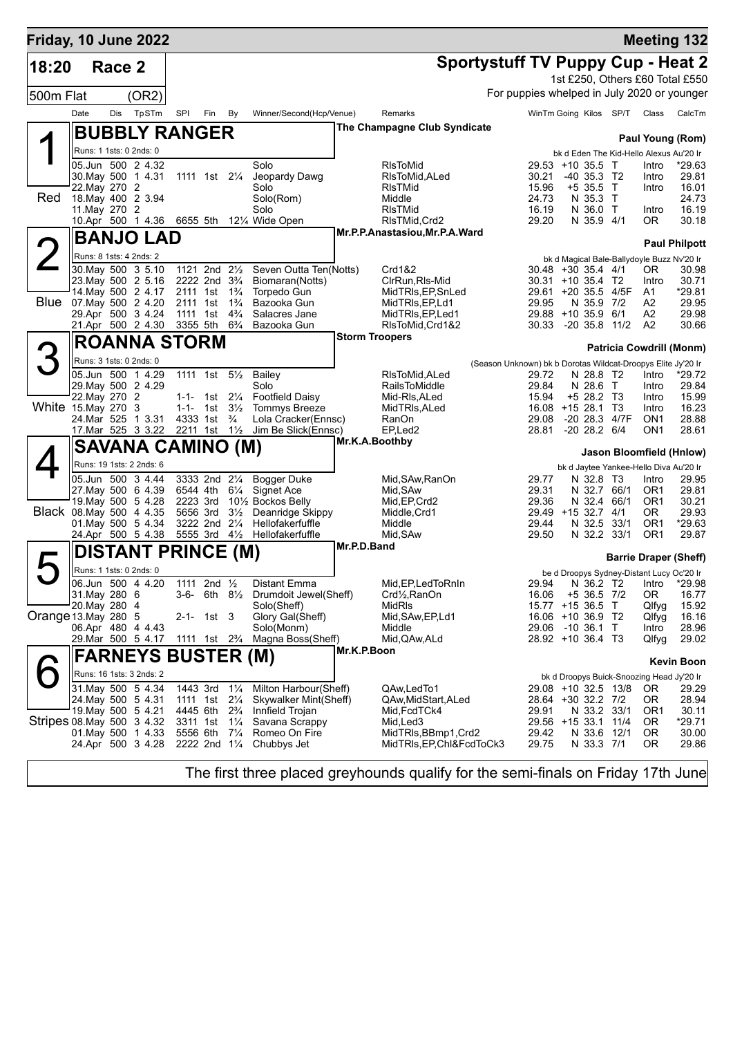**Friday, 10 June 2022** — **Meeting 132**

# 18:20 Race 2 — Sportystuff TV Puppy Cup - Heat 2

500m Flat (OR2)

1st £250, Others £60 Total £550

For puppies whelped in July 2020 or younger

## 1 — BUBBLY RANGER (Red)

The Champagne Club Syndicate — Paul Young (Rom)

Runs: 1 1sts: 0 2nds: 0 — bk d Eden The Kid-Hello Alexus Au'20 Ir

| Date | Dis | TpSTm | SPI | Fin | By | Winner/Second(Hcp/Venue) | Remarks | WinTm | Going | Kilos | SP/T | Class | CalcTm |
|---|---|---|---|---|---|---|---|---|---|---|---|---|---|
| 05.Jun | 500 | 2 4.32 | | | | Solo | RlsToMid | 29.53 | +10 | 35.5 | T | Intro | *29.63 |
| 30.May | 500 | 1 4.31 | 1111 | 1st | 2¼ | Jeopardy Dawg | RlsToMid,ALed | 30.21 | -40 | 35.3 | T2 | Intro | 29.81 |
| 22.May | 270 | 2 | | | | Solo | RlsTMid | 15.96 | +5 | 35.5 | T | Intro | 16.01 |
| 18.May | 400 | 2 3.94 | | | | Solo(Rom) | Middle | 24.73 | N | 35.3 | T | | 24.73 |
| 11.May | 270 | 2 | | | | Solo | RlsTMid | 16.19 | N | 36.0 | T | Intro | 16.19 |
| 10.Apr | 500 | 1 4.36 | 6655 | 5th | 12¼ | Wide Open | RlsTMid,Crd2 | 29.20 | N | 35.9 | 4/1 | OR | 30.18 |

## 2 — BANJO LAD (Blue)

Mr.P.P.Anastasiou,Mr.P.A.Ward — Paul Philpott

Runs: 8 1sts: 4 2nds: 2 — bk d Magical Bale-Ballydoyle Buzz Nv'20 Ir

| Date | Dis | TpSTm | SPI | Fin | By | Winner/Second(Hcp/Venue) | Remarks | WinTm | Going | Kilos | SP/T | Class | CalcTm |
|---|---|---|---|---|---|---|---|---|---|---|---|---|---|
| 30.May | 500 | 3 5.10 | 1121 | 2nd | 2½ | Seven Outta Ten(Notts) | Crd1&2 | 30.48 | +30 | 35.4 | 4/1 | OR | 30.98 |
| 23.May | 500 | 2 5.16 | 2222 | 2nd | 3¾ | Biomaran(Notts) | ClrRun,Rls-Mid | 30.31 | +10 | 35.4 | T2 | Intro | 30.71 |
| 14.May | 500 | 2 4.17 | 2111 | 1st | 1¾ | Torpedo Gun | MidTRls,EP,SnLed | 29.61 | +20 | 35.5 | 4/5F | A1 | *29.81 |
| 07.May | 500 | 2 4.20 | 2111 | 1st | 1¾ | Bazooka Gun | MidTRls,EP,Ld1 | 29.95 | N | 35.9 | 7/2 | A2 | 29.95 |
| 29.Apr | 500 | 3 4.24 | 1111 | 1st | 4¾ | Salacres Jane | MidTRls,EP,Led1 | 29.88 | +10 | 35.9 | 6/1 | A2 | 29.98 |
| 21.Apr | 500 | 2 4.30 | 3355 | 5th | 6¾ | Bazooka Gun | RlsToMid,Crd1&2 | 30.33 | -20 | 35.8 | 11/2 | A2 | 30.66 |

## 3 — ROANNA STORM (White)

Storm Troopers — Patricia Cowdrill (Monm)

Runs: 3 1sts: 0 2nds: 0 — (Season Unknown) bk b Dorotas Wildcat-Droopys Elite Jy'20 Ir

| Date | Dis | TpSTm | SPI | Fin | By | Winner/Second(Hcp/Venue) | Remarks | WinTm | Going | Kilos | SP/T | Class | CalcTm |
|---|---|---|---|---|---|---|---|---|---|---|---|---|---|
| 05.Jun | 500 | 1 4.29 | 1111 | 1st | 5½ | Bailey | RlsToMid,ALed | 29.72 | N | 28.8 | T2 | Intro | *29.72 |
| 29.May | 500 | 2 4.29 | | | | Solo | RailsToMiddle | 29.84 | N | 28.6 | T | Intro | 29.84 |
| 22.May | 270 | 2 | 1-1- | 1st | 2¼ | Footfield Daisy | Mid-Rls,ALed | 15.94 | +5 | 28.2 | T3 | Intro | 15.99 |
| 15.May | 270 | 3 | 1-1- | 1st | 3½ | Tommys Breeze | MidTRls,ALed | 16.08 | +15 | 28.1 | T3 | Intro | 16.23 |
| 24.Mar | 525 | 1 3.31 | 4333 | 1st | ¾ | Lola Cracker(Ennsc) | RanOn | 29.08 | -20 | 28.3 | 4/7F | ON1 | 28.88 |
| 17.Mar | 525 | 3 3.22 | 2211 | 1st | 1½ | Jim Be Slick(Ennsc) | EP,Led2 | 28.81 | -20 | 28.2 | 6/4 | ON1 | 28.61 |

## 4 — SAVANA CAMINO (M) (Black)

Mr.K.A.Boothby — Jason Bloomfield (Hnlow)

Runs: 19 1sts: 2 2nds: 6 — bk d Jaytee Yankee-Hello Diva Au'20 Ir

| Date | Dis | TpSTm | SPI | Fin | By | Winner/Second(Hcp/Venue) | Remarks | WinTm | Going | Kilos | SP/T | Class | CalcTm |
|---|---|---|---|---|---|---|---|---|---|---|---|---|---|
| 05.Jun | 500 | 3 4.44 | 3333 | 2nd | 2¼ | Bogger Duke | Mid,SAw,RanOn | 29.77 | N | 32.8 | T3 | Intro | 29.95 |
| 27.May | 500 | 6 4.39 | 6544 | 4th | 6¼ | Signet Ace | Mid,SAw | 29.31 | N | 32.7 | 66/1 | OR1 | 29.81 |
| 19.May | 500 | 5 4.28 | 2223 | 3rd | 10½ | Bockos Belly | Mid,EP,Crd2 | 29.36 | N | 32.4 | 66/1 | OR1 | 30.21 |
| 08.May | 500 | 4 4.35 | 5656 | 3rd | 3½ | Deanridge Skippy | Middle,Crd1 | 29.49 | +15 | 32.7 | 4/1 | OR | 29.93 |
| 01.May | 500 | 5 4.34 | 3222 | 2nd | 2¼ | Hellofakerfuffle | Middle | 29.44 | N | 32.5 | 33/1 | OR1 | *29.63 |
| 24.Apr | 500 | 5 4.38 | 5555 | 3rd | 4½ | Hellofakerfuffle | Mid,SAw | 29.50 | N | 32.2 | 33/1 | OR1 | 29.87 |

## 5 — DISTANT PRINCE (M) (Orange)

Mr.P.D.Band — Barrie Draper (Sheff)

Runs: 1 1sts: 0 2nds: 0 — be d Droopys Sydney-Distant Lucy Oc'20 Ir

| Date | Dis | TpSTm | SPI | Fin | By | Winner/Second(Hcp/Venue) | Remarks | WinTm | Going | Kilos | SP/T | Class | CalcTm |
|---|---|---|---|---|---|---|---|---|---|---|---|---|---|
| 06.Jun | 500 | 4 4.20 | 1111 | 2nd | ½ | Distant Emma | Mid,EP,LedToRnIn | 29.94 | N | 36.2 | T2 | Intro | *29.98 |
| 31.May | 280 | 6 | 3-6- | 6th | 8½ | Drumdoit Jewel(Sheff) | Crd½,RanOn | 16.06 | +5 | 36.5 | 7/2 | OR | 16.77 |
| 20.May | 280 | 4 | | | | Solo(Sheff) | MidRls | 15.77 | +15 | 36.5 | T | Qlfyg | 15.92 |
| 13.May | 280 | 5 | 2-1- | 1st | 3 | Glory Gal(Sheff) | Mid,SAw,EP,Ld1 | 16.06 | +10 | 36.9 | T2 | Qlfyg | 16.16 |
| 06.Apr | 480 | 4 4.43 | | | | Solo(Monm) | Middle | 29.06 | -10 | 36.1 | T | Intro | 28.96 |
| 29.Mar | 500 | 5 4.17 | 1111 | 1st | 2¾ | Magna Boss(Sheff) | Mid,QAw,ALd | 28.92 | +10 | 36.4 | T3 | Qlfyg | 29.02 |

## 6 — FARNEYS BUSTER (M) (Stripes)

Mr.K.P.Boon — Kevin Boon

Runs: 16 1sts: 3 2nds: 2 — bk d Droopys Buick-Snoozing Head Jy'20 Ir

| Date | Dis | TpSTm | SPI | Fin | By | Winner/Second(Hcp/Venue) | Remarks | WinTm | Going | Kilos | SP/T | Class | CalcTm |
|---|---|---|---|---|---|---|---|---|---|---|---|---|---|
| 31.May | 500 | 5 4.34 | 1443 | 3rd | 1¼ | Milton Harbour(Sheff) | QAw,LedTo1 | 29.08 | +10 | 32.5 | 13/8 | OR | 29.29 |
| 24.May | 500 | 5 4.31 | 1111 | 1st | 2¼ | Skywalker Mint(Sheff) | QAw,MidStart,ALed | 28.64 | +30 | 32.2 | 7/2 | OR | 28.94 |
| 19.May | 500 | 5 4.21 | 4445 | 6th | 2¾ | Innfield Trojan | Mid,FcdTCk4 | 29.91 | N | 33.2 | 33/1 | OR1 | 30.11 |
| 08.May | 500 | 3 4.32 | 3311 | 1st | 1¼ | Savana Scrappy | Mid,Led3 | 29.56 | +15 | 33.1 | 11/4 | OR | *29.71 |
| 01.May | 500 | 1 4.33 | 5556 | 6th | 7¼ | Romeo On Fire | MidTRls,BBmp1,Crd2 | 29.42 | N | 33.6 | 12/1 | OR | 30.00 |
| 24.Apr | 500 | 3 4.28 | 2222 | 2nd | 1¼ | Chubbys Jet | MidTRls,EP,Chl&FcdToCk3 | 29.75 | N | 33.3 | 7/1 | OR | 29.86 |

The first three placed greyhounds qualify for the semi-finals on Friday 17th June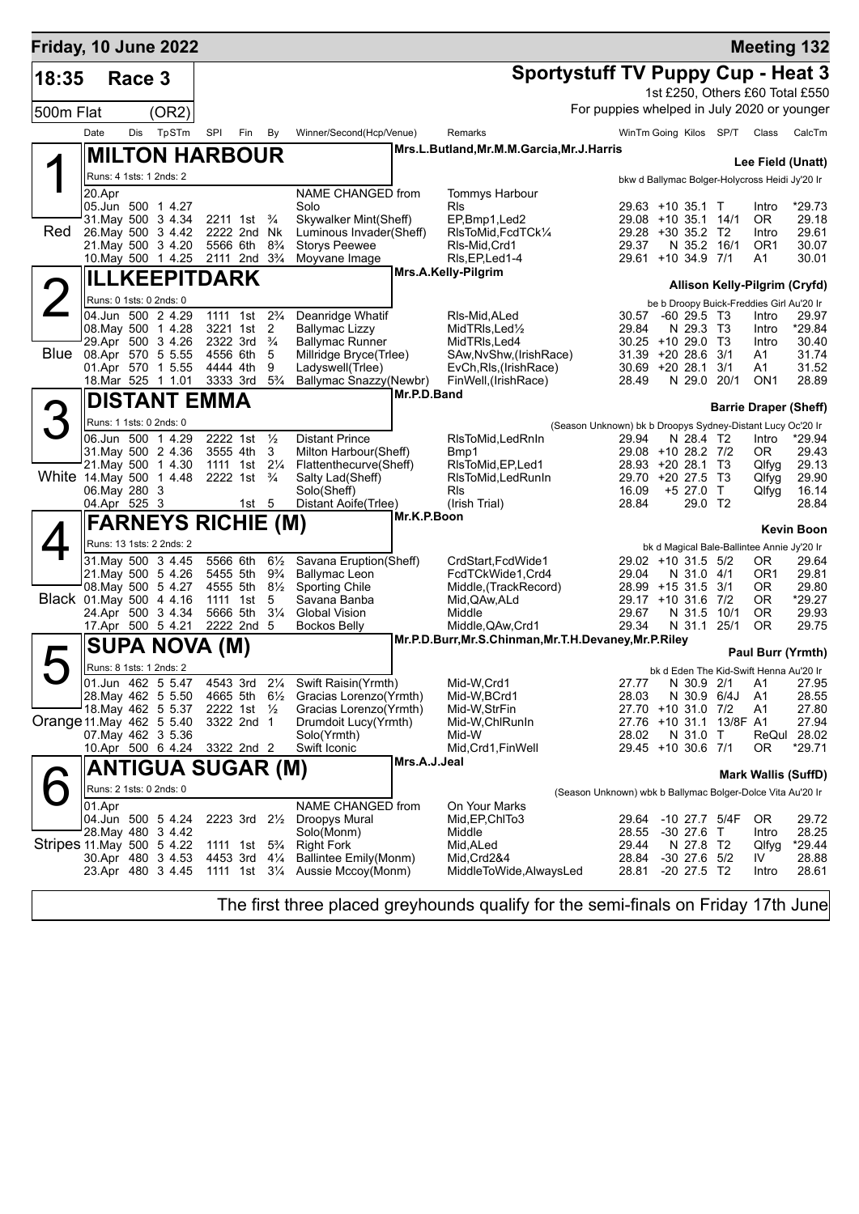# Friday, 10 June 2022 — Meeting 132

## 18:35 Race 3 — 500m Flat (OR2)

**Sportystuff TV Puppy Cup - Heat 3**

1st £250, Others £60 Total £550

For puppies whelped in July 2020 or younger

| Date | Dis | TpSTm | SPI | Fin | By | Winner/Second(Hcp/Venue) | Remarks | WinTm | Going | Kilos | SP/T | Class | CalcTm |
|---|---|---|---|---|---|---|---|---|---|---|---|---|---|

### 1 (Red) MILTON HARBOUR
Mrs.L.Butland,Mr.M.M.Garcia,Mr.J.Harris — Lee Field (Unatt)

Runs: 4 1sts: 1 2nds: 2 — bkw d Ballymac Bolger-Holycross Heidi Jy'20 Ir

| Date | Dis | TpSTm | SPI | Fin | By | Winner/Second(Hcp/Venue) | Remarks | WinTm | Going | Kilos | SP/T | Class | CalcTm |
|---|---|---|---|---|---|---|---|---|---|---|---|---|---|
| 20.Apr | | | | | | NAME CHANGED from | Tommys Harbour | | | | | | |
| 05.Jun | 500 | 1 4.27 | | | | Solo | Rls | 29.63 | +10 | 35.1 | T | Intro | *29.73 |
| 31.May | 500 | 3 4.34 | 2211 | 1st | ¾ | Skywalker Mint(Sheff) | EP,Bmp1,Led2 | 29.08 | +10 | 35.1 | 14/1 | OR | 29.18 |
| 26.May | 500 | 3 4.42 | 2222 | 2nd | Nk | Luminous Invader(Sheff) | RlsToMid,FcdTCk¼ | 29.28 | +30 | 35.2 | T2 | Intro | 29.61 |
| 21.May | 500 | 3 4.20 | 5566 | 6th | 8¾ | Storys Peewee | Rls-Mid,Crd1 | 29.37 | N | 35.2 | 16/1 | OR1 | 30.07 |
| 10.May | 500 | 1 4.25 | 2111 | 2nd | 3¾ | Moyvane Image | Rls,EP,Led1-4 | 29.61 | +10 | 34.9 | 7/1 | A1 | 30.01 |

### 2 (Blue) ILLKEEPITDARK
Mrs.A.Kelly-Pilgrim — Allison Kelly-Pilgrim (Cryfd)

Runs: 0 1sts: 0 2nds: 0 — be b Droopy Buick-Freddies Girl Au'20 Ir

| Date | Dis | TpSTm | SPI | Fin | By | Winner/Second(Hcp/Venue) | Remarks | WinTm | Going | Kilos | SP/T | Class | CalcTm |
|---|---|---|---|---|---|---|---|---|---|---|---|---|---|
| 04.Jun | 500 | 2 4.29 | 1111 | 1st | 2¾ | Deanridge Whatif | Rls-Mid,ALed | 30.57 | -60 | 29.5 | T3 | Intro | 29.97 |
| 08.May | 500 | 1 4.28 | 3221 | 1st | 2 | Ballymac Lizzy | MidTRls,Led½ | 29.84 | N | 29.3 | T3 | Intro | *29.84 |
| 29.Apr | 500 | 3 4.26 | 2322 | 3rd | ¾ | Ballymac Runner | MidTRls,Led4 | 30.25 | +10 | 29.0 | T3 | Intro | 30.40 |
| 08.Apr | 570 | 5 5.55 | 4556 | 6th | 5 | Millridge Bryce(Trlee) | SAw,NvShw,(IrishRace) | 31.39 | +20 | 28.6 | 3/1 | A1 | 31.74 |
| 01.Apr | 570 | 1 5.55 | 4444 | 4th | 9 | Ladyswell(Trlee) | EvCh,Rls,(IrishRace) | 30.69 | +20 | 28.1 | 3/1 | A1 | 31.52 |
| 18.Mar | 525 | 1 1.01 | 3333 | 3rd | 5¾ | Ballymac Snazzy(Newbr) | FinWell,(IrishRace) | 28.49 | N | 29.0 | 20/1 | ON1 | 28.89 |

### 3 (White) DISTANT EMMA
Mr.P.D.Band — Barrie Draper (Sheff)

Runs: 1 1sts: 0 2nds: 0 — (Season Unknown) bk b Droopys Sydney-Distant Lucy Oc'20 Ir

| Date | Dis | TpSTm | SPI | Fin | By | Winner/Second(Hcp/Venue) | Remarks | WinTm | Going | Kilos | SP/T | Class | CalcTm |
|---|---|---|---|---|---|---|---|---|---|---|---|---|---|
| 06.Jun | 500 | 1 4.29 | 2222 | 1st | ½ | Distant Prince | RlsToMid,LedRnIn | 29.94 | N | 28.4 | T2 | Intro | *29.94 |
| 31.May | 500 | 2 4.36 | 3555 | 4th | 3 | Milton Harbour(Sheff) | Bmp1 | 29.08 | +10 | 28.2 | 7/2 | OR | 29.43 |
| 21.May | 500 | 1 4.30 | 1111 | 1st | 2¼ | Flattenthecurve(Sheff) | RlsToMid,EP,Led1 | 28.93 | +20 | 28.1 | T3 | Qlfyg | 29.13 |
| 14.May | 500 | 1 4.48 | 2222 | 1st | ¾ | Salty Lad(Sheff) | RlsToMid,LedRunIn | 29.70 | +20 | 27.5 | T3 | Qlfyg | 29.90 |
| 06.May | 280 | 3 | | | | Solo(Sheff) | Rls | 16.09 | +5 | 27.0 | T | Qlfyg | 16.14 |
| 04.Apr | 525 | 3 | | 1st | 5 | Distant Aoife(Trlee) | (Irish Trial) | 28.84 | | 29.0 | T2 | | 28.84 |

### 4 (Black) FARNEYS RICHIE (M)
Mr.K.P.Boon — Kevin Boon

Runs: 13 1sts: 2 2nds: 2 — bk d Magical Bale-Ballintee Annie Jy'20 Ir

| Date | Dis | TpSTm | SPI | Fin | By | Winner/Second(Hcp/Venue) | Remarks | WinTm | Going | Kilos | SP/T | Class | CalcTm |
|---|---|---|---|---|---|---|---|---|---|---|---|---|---|
| 31.May | 500 | 3 4.45 | 5566 | 6th | 6½ | Savana Eruption(Sheff) | CrdStart,FcdWide1 | 29.02 | +10 | 31.5 | 5/2 | OR | 29.64 |
| 21.May | 500 | 5 4.26 | 5455 | 5th | 9¾ | Ballymac Leon | FcdTCkWide1,Crd4 | 29.04 | N | 31.0 | 4/1 | OR1 | 29.81 |
| 08.May | 500 | 5 4.27 | 4555 | 5th | 8½ | Sporting Chile | Middle,(TrackRecord) | 28.99 | +15 | 31.5 | 3/1 | OR | 29.80 |
| 01.May | 500 | 4 4.16 | 1111 | 1st | 5 | Savana Banba | Mid,QAw,ALd | 29.17 | +10 | 31.6 | 7/2 | OR | *29.27 |
| 24.Apr | 500 | 3 4.34 | 5666 | 5th | 3¼ | Global Vision | Middle | 29.67 | N | 31.5 | 10/1 | OR | 29.93 |
| 17.Apr | 500 | 5 4.21 | 2222 | 2nd | 5 | Bockos Belly | Middle,QAw,Crd1 | 29.34 | N | 31.1 | 25/1 | OR | 29.75 |

### 5 (Orange) SUPA NOVA (M)
Mr.P.D.Burr,Mr.S.Chinman,Mr.T.H.Devaney,Mr.P.Riley — Paul Burr (Yrmth)

Runs: 8 1sts: 1 2nds: 2 — bk d Eden The Kid-Swift Henna Au'20 Ir

| Date | Dis | TpSTm | SPI | Fin | By | Winner/Second(Hcp/Venue) | Remarks | WinTm | Going | Kilos | SP/T | Class | CalcTm |
|---|---|---|---|---|---|---|---|---|---|---|---|---|---|
| 01.Jun | 462 | 5 5.47 | 4543 | 3rd | 2¼ | Swift Raisin(Yrmth) | Mid-W,Crd1 | 27.77 | N | 30.9 | 2/1 | A1 | 27.95 |
| 28.May | 462 | 5 5.50 | 4665 | 5th | 6½ | Gracias Lorenzo(Yrmth) | Mid-W,BCrd1 | 28.03 | N | 30.9 | 6/4J | A1 | 28.55 |
| 18.May | 462 | 5 5.37 | 2222 | 1st | ½ | Gracias Lorenzo(Yrmth) | Mid-W,StrFin | 27.70 | +10 | 31.0 | 7/2 | A1 | 27.80 |
| 11.May | 462 | 5 5.40 | 3322 | 2nd | 1 | Drumdoit Lucy(Yrmth) | Mid-W,ChlRunIn | 27.76 | +10 | 31.1 | 13/8F | A1 | 27.94 |
| 07.May | 462 | 3 5.36 | | | | Solo(Yrmth) | Mid-W | 28.02 | N | 31.0 | T | ReQul | 28.02 |
| 10.Apr | 500 | 6 4.24 | 3322 | 2nd | 2 | Swift Iconic | Mid,Crd1,FinWell | 29.45 | +10 | 30.6 | 7/1 | OR | *29.71 |

### 6 (Stripes) ANTIGUA SUGAR (M)
Mrs.A.J.Jeal — Mark Wallis (SuffD)

Runs: 2 1sts: 0 2nds: 0 — (Season Unknown) wbk b Ballymac Bolger-Dolce Vita Au'20 Ir

| Date | Dis | TpSTm | SPI | Fin | By | Winner/Second(Hcp/Venue) | Remarks | WinTm | Going | Kilos | SP/T | Class | CalcTm |
|---|---|---|---|---|---|---|---|---|---|---|---|---|---|
| 01.Apr | | | | | | NAME CHANGED from | On Your Marks | | | | | | |
| 04.Jun | 500 | 5 4.24 | 2223 | 3rd | 2½ | Droopys Mural | Mid,EP,ChlTo3 | 29.64 | -10 | 27.7 | 5/4F | OR | 29.72 |
| 28.May | 480 | 3 4.42 | | | | Solo(Monm) | Middle | 28.55 | -30 | 27.6 | T | Intro | 28.25 |
| 11.May | 500 | 5 4.22 | 1111 | 1st | 5¾ | Right Fork | Mid,ALed | 29.44 | N | 27.8 | T2 | Qlfyg | *29.44 |
| 30.Apr | 480 | 3 4.53 | 4453 | 3rd | 4¼ | Ballintee Emily(Monm) | Mid,Crd2&4 | 28.84 | -30 | 27.6 | 5/2 | IV | 28.88 |
| 23.Apr | 480 | 3 4.45 | 1111 | 1st | 3¼ | Aussie Mccoy(Monm) | MiddleToWide,AlwaysLed | 28.81 | -20 | 27.5 | T2 | Intro | 28.61 |

The first three placed greyhounds qualify for the semi-finals on Friday 17th June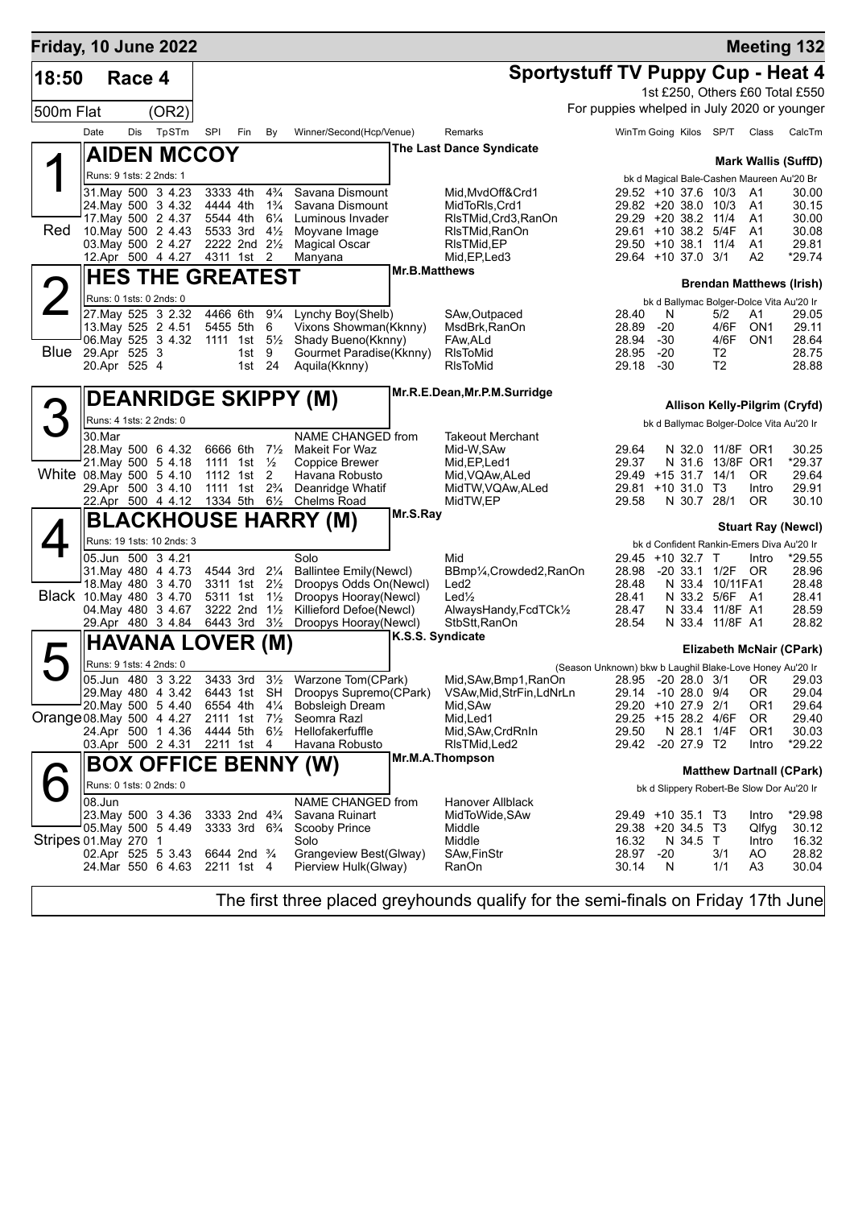# Friday, 10 June 2022 — Meeting 132

## 18:50 Race 4 — 500m Flat (OR2)

**Sportystuff TV Puppy Cup - Heat 4**

1st £250, Others £60 Total £550

For puppies whelped in July 2020 or younger

| Date | Dis | TpSTm | SPl | Fin | By | Winner/Second(Hcp/Venue) | Remarks | WinTm | Going | Kilos | SP/T | Class | CalcTm |
|---|---|---|---|---|---|---|---|---|---|---|---|---|---|

### 1 (Red) AIDEN MCCOY — The Last Dance Syndicate

**Mark Wallis (SuffD)**

Runs: 9 1sts: 2 2nds: 1

bk d Magical Bale-Cashen Maureen Au'20 Br

| Date | Dis | TpSTm | SPl | Fin | By | Winner/Second(Hcp/Venue) | Remarks | WinTm | Going | Kilos | SP/T | Class | CalcTm |
|---|---|---|---|---|---|---|---|---|---|---|---|---|---|
| 31.May | 500 | 3 4.23 | 3333 | 4th | 4¾ | Savana Dismount | Mid,MvdOff&Crd1 | 29.52 | +10 | 37.6 | 10/3 | A1 | 30.00 |
| 24.May | 500 | 3 4.32 | 4444 | 4th | 1¾ | Savana Dismount | MidToRls,Crd1 | 29.82 | +20 | 38.0 | 10/3 | A1 | 30.15 |
| 17.May | 500 | 2 4.37 | 5544 | 4th | 6¼ | Luminous Invader | RlsTMid,Crd3,RanOn | 29.29 | +20 | 38.2 | 11/4 | A1 | 30.00 |
| 10.May | 500 | 2 4.43 | 5533 | 3rd | 4½ | Moyvane Image | RlsTMid,RanOn | 29.61 | +10 | 38.2 | 5/4F | A1 | 30.08 |
| 03.May | 500 | 2 4.27 | 2222 | 2nd | 2½ | Magical Oscar | RlsTMid,EP | 29.50 | +10 | 38.1 | 11/4 | A1 | 29.81 |
| 12.Apr | 500 | 4 4.27 | 4311 | 1st | 2 | Manyana | Mid,EP,Led3 | 29.64 | +10 | 37.0 | 3/1 | A2 | *29.74 |

### 2 (Blue) HES THE GREATEST — Mr.B.Matthews

**Brendan Matthews (Irish)**

Runs: 0 1sts: 0 2nds: 0

bk d Ballymac Bolger-Dolce Vita Au'20 Ir

| Date | Dis | TpSTm | SPl | Fin | By | Winner/Second(Hcp/Venue) | Remarks | WinTm | Going | Kilos | SP/T | Class | CalcTm |
|---|---|---|---|---|---|---|---|---|---|---|---|---|---|
| 27.May | 525 | 3 2.32 | 4466 | 6th | 9¼ | Lynchy Boy(Shelb) | SAw,Outpaced | 28.40 | N | | 5/2 | A1 | 29.05 |
| 13.May | 525 | 2 4.51 | 5455 | 5th | 6 | Vixons Showman(Kknny) | MsdBrk,RanOn | 28.89 | -20 | | 4/6F | ON1 | 29.11 |
| 06.May | 525 | 3 4.32 | 1111 | 1st | 5½ | Shady Bueno(Kknny) | FAw,ALd | 28.94 | -30 | | 4/6F | ON1 | 28.64 |
| 29.Apr | 525 | 3 | | 1st | 9 | Gourmet Paradise(Kknny) | RlsToMid | 28.95 | -20 | | T2 | | 28.75 |
| 20.Apr | 525 | 4 | | 1st | 24 | Aquila(Kknny) | RlsToMid | 29.18 | -30 | | T2 | | 28.88 |

### 3 (White) DEANRIDGE SKIPPY (M) — Mr.R.E.Dean,Mr.P.M.Surridge

**Allison Kelly-Pilgrim (Cryfd)**

Runs: 4 1sts: 2 2nds: 0

bk d Ballymac Bolger-Dolce Vita Au'20 Ir

| Date | Dis | TpSTm | SPl | Fin | By | Winner/Second(Hcp/Venue) | Remarks | WinTm | Going | Kilos | SP/T | Class | CalcTm |
|---|---|---|---|---|---|---|---|---|---|---|---|---|---|
| 30.Mar | | | | | | NAME CHANGED from | Takeout Merchant | | | | | | |
| 28.May | 500 | 6 4.32 | 6666 | 6th | 7½ | Makeit For Waz | Mid-W,SAw | 29.64 | N | 32.0 | 11/8F | OR1 | 30.25 |
| 21.May | 500 | 5 4.18 | 1111 | 1st | ½ | Coppice Brewer | Mid,EP,Led1 | 29.37 | N | 31.6 | 13/8F | OR1 | *29.37 |
| 08.May | 500 | 5 4.10 | 1112 | 1st | 2 | Havana Robusto | Mid,VQAw,ALed | 29.49 | +15 | 31.7 | 14/1 | OR | 29.64 |
| 29.Apr | 500 | 3 4.10 | 1111 | 1st | 2¾ | Deanridge Whatif | MidTW,VQAw,ALed | 29.81 | +10 | 31.0 | T3 | Intro | 29.91 |
| 22.Apr | 500 | 4 4.12 | 1334 | 5th | 6½ | Chelms Road | MidTW,EP | 29.58 | N | 30.7 | 28/1 | OR | 30.10 |

### 4 (Black) BLACKHOUSE HARRY (M) — Mr.S.Ray

**Stuart Ray (Newcl)**

Runs: 19 1sts: 10 2nds: 3

bk d Confident Rankin-Emers Diva Au'20 Ir

| Date | Dis | TpSTm | SPl | Fin | By | Winner/Second(Hcp/Venue) | Remarks | WinTm | Going | Kilos | SP/T | Class | CalcTm |
|---|---|---|---|---|---|---|---|---|---|---|---|---|---|
| 05.Jun | 500 | 3 4.21 | | | | Solo | Mid | 29.45 | +10 | 32.7 | T | Intro | *29.55 |
| 31.May | 480 | 4 4.73 | 4544 | 3rd | 2¼ | Ballintee Emily(Newcl) | BBmp¼,Crowded2,RanOn | 28.98 | -20 | 33.1 | 1/2F | OR | 28.96 |
| 18.May | 480 | 3 4.70 | 3311 | 1st | 2½ | Droopys Odds On(Newcl) | Led2 | 28.48 | N | 33.4 | 10/11F | A1 | 28.48 |
| 10.May | 480 | 3 4.70 | 5311 | 1st | 1½ | Droopys Hooray(Newcl) | Led½ | 28.41 | N | 33.2 | 5/6F | A1 | 28.41 |
| 04.May | 480 | 3 4.67 | 3222 | 2nd | 1½ | Killieford Defoe(Newcl) | AlwaysHandy,FcdTCk½ | 28.47 | N | 33.4 | 11/8F | A1 | 28.59 |
| 29.Apr | 480 | 3 4.84 | 6443 | 3rd | 3½ | Droopys Hooray(Newcl) | StbStt,RanOn | 28.54 | N | 33.4 | 11/8F | A1 | 28.82 |

### 5 (Orange) HAVANA LOVER (M) — K.S.S. Syndicate

**Elizabeth McNair (CPark)**

Runs: 9 1sts: 4 2nds: 0

(Season Unknown) bkw b Laughil Blake-Love Honey Au'20 Ir

| Date | Dis | TpSTm | SPl | Fin | By | Winner/Second(Hcp/Venue) | Remarks | WinTm | Going | Kilos | SP/T | Class | CalcTm |
|---|---|---|---|---|---|---|---|---|---|---|---|---|---|
| 05.Jun | 480 | 3 3.22 | 3433 | 3rd | 3½ | Warzone Tom(CPark) | Mid,SAw,Bmp1,RanOn | 28.95 | -20 | 28.0 | 3/1 | OR | 29.03 |
| 29.May | 480 | 4 3.42 | 6443 | 1st | SH | Droopys Supremo(CPark) | VSAw,Mid,StrFin,LdNrLn | 29.14 | -10 | 28.0 | 9/4 | OR | 29.04 |
| 20.May | 500 | 5 4.40 | 6554 | 4th | 4¼ | Bobsleigh Dream | Mid,SAw | 29.20 | +10 | 27.9 | 2/1 | OR1 | 29.64 |
| 08.May | 500 | 4 4.27 | 2111 | 1st | 7½ | Seomra Razl | Mid,Led1 | 29.25 | +15 | 28.2 | 4/6F | OR | 29.40 |
| 24.Apr | 500 | 1 4.36 | 4444 | 5th | 6½ | Hellofakerfuffle | Mid,SAw,CrdRnIn | 29.50 | N | 28.1 | 1/4F | OR1 | 30.03 |
| 03.Apr | 500 | 2 4.31 | 2211 | 1st | 4 | Havana Robusto | RlsTMid,Led2 | 29.42 | -20 | 27.9 | T2 | Intro | *29.22 |

### 6 (Stripes) BOX OFFICE BENNY (W) — Mr.M.A.Thompson

**Matthew Dartnall (CPark)**

Runs: 0 1sts: 0 2nds: 0

bk d Slippery Robert-Be Slow Dor Au'20 Ir

| Date | Dis | TpSTm | SPl | Fin | By | Winner/Second(Hcp/Venue) | Remarks | WinTm | Going | Kilos | SP/T | Class | CalcTm |
|---|---|---|---|---|---|---|---|---|---|---|---|---|---|
| 08.Jun | | | | | | NAME CHANGED from | Hanover Allblack | | | | | | |
| 23.May | 500 | 3 4.36 | 3333 | 2nd | 4¾ | Savana Ruinart | MidToWide,SAw | 29.49 | +10 | 35.1 | T3 | Intro | *29.98 |
| 05.May | 500 | 5 4.49 | 3333 | 3rd | 6¾ | Scooby Prince | Middle | 29.38 | +20 | 34.5 | T3 | Qlfyg | 30.12 |
| 01.May | 270 | 1 | | | | Solo | Middle | 16.32 | N | 34.5 | T | Intro | 16.32 |
| 02.Apr | 525 | 5 3.43 | 6644 | 2nd | ¾ | Grangeview Best(Glway) | SAw,FinStr | 28.97 | -20 | | 3/1 | AO | 28.82 |
| 24.Mar | 550 | 6 4.63 | 2211 | 1st | 4 | Pierview Hulk(Glway) | RanOn | 30.14 | N | | 1/1 | A3 | 30.04 |

The first three placed greyhounds qualify for the semi-finals on Friday 17th June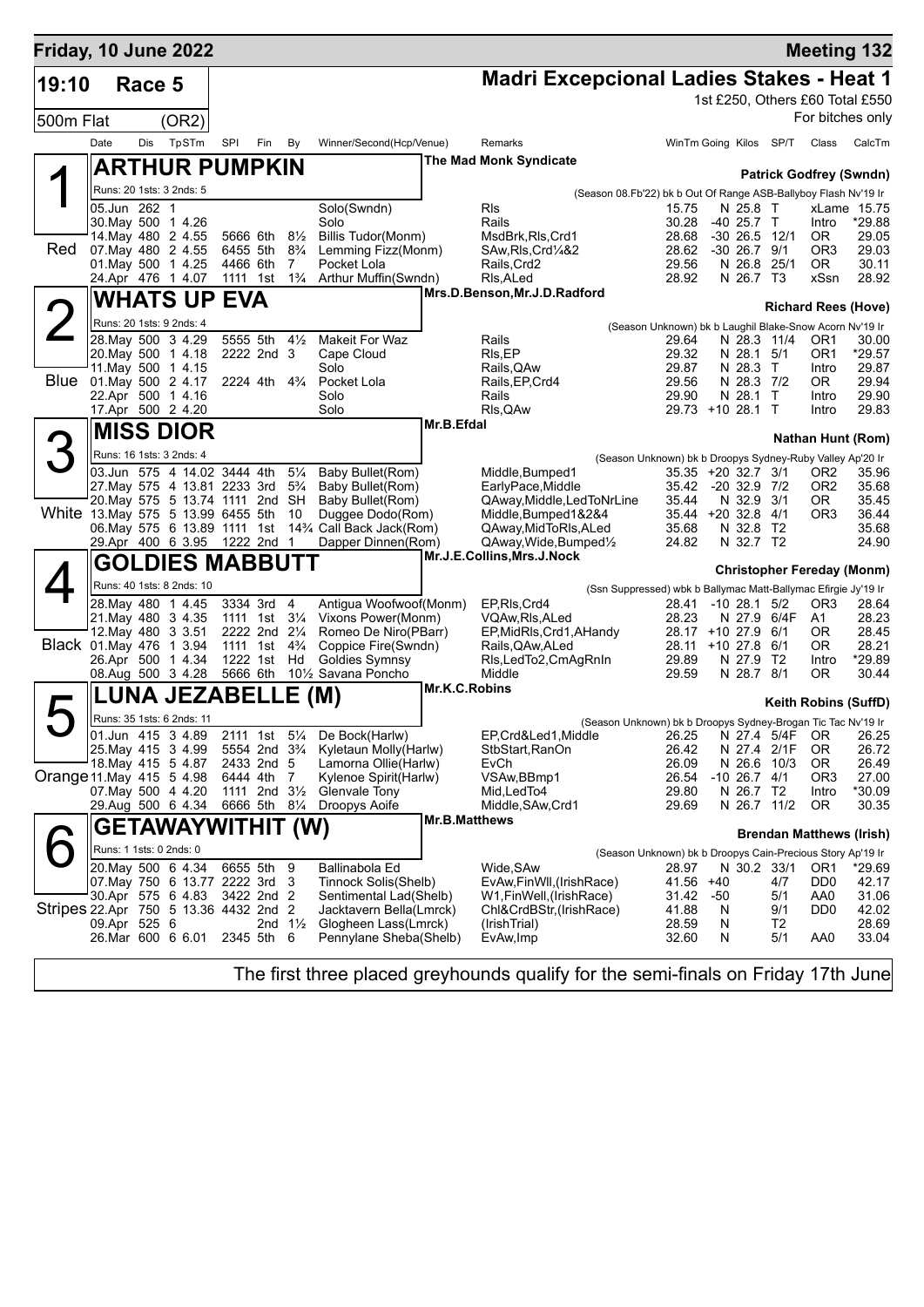**Friday, 10 June 2022** — **Meeting 132**

# 19:10 Race 5 — Madri Excepcional Ladies Stakes - Heat 1

1st £250, Others £60 Total £550

500m Flat (OR2) — For bitches only

| Date | Dis | TpSTm | SPI | Fin | By | Winner/Second(Hcp/Venue) | Remarks | WinTm | Going | Kilos | SP/T | Class | CalcTm |
|---|---|---|---|---|---|---|---|---|---|---|---|---|---|

## 1 (Red) — ARTHUR PUMPKIN

The Mad Monk Syndicate — Patrick Godfrey (Swndn)

Runs: 20 1sts: 3 2nds: 5 — (Season 08.Fb'22) bk b Out Of Range ASB-Ballyboy Flash Nv'19 Ir

| Date | Dis | TpSTm | SPI | Fin | By | Winner/Second(Hcp/Venue) | Remarks | WinTm | Going | Kilos | SP/T | Class | CalcTm |
|---|---|---|---|---|---|---|---|---|---|---|---|---|---|
| 05.Jun | 262 | 1 | | | | Solo(Swndn) | Rls | 15.75 | N | 25.8 | T | xLame | 15.75 |
| 30.May | 500 | 1 4.26 | | | | Solo | Rails | 30.28 | -40 | 25.7 | T | Intro | *29.88 |
| 14.May | 480 | 2 4.55 | 5666 | 6th | 8½ | Billis Tudor(Monm) | MsdBrk,Rls,Crd1 | 28.68 | -30 | 26.5 | 12/1 | OR | 29.05 |
| 07.May | 480 | 2 4.55 | 6455 | 5th | 8¾ | Lemming Fizz(Monm) | SAw,Rls,Crd¼&2 | 28.62 | -30 | 26.7 | 9/1 | OR3 | 29.03 |
| 01.May | 500 | 1 4.25 | 4466 | 6th | 7 | Pocket Lola | Rails,Crd2 | 29.56 | N | 26.8 | 25/1 | OR | 30.11 |
| 24.Apr | 476 | 1 4.07 | 1111 | 1st | 1¾ | Arthur Muffin(Swndn) | Rls,ALed | 28.92 | N | 26.7 | T3 | xSsn | 28.92 |

## 2 (Blue) — WHATS UP EVA

Mrs.D.Benson,Mr.J.D.Radford — Richard Rees (Hove)

Runs: 20 1sts: 9 2nds: 4 — (Season Unknown) bk b Laughil Blake-Snow Acorn Nv'19 Ir

| Date | Dis | TpSTm | SPI | Fin | By | Winner/Second(Hcp/Venue) | Remarks | WinTm | Going | Kilos | SP/T | Class | CalcTm |
|---|---|---|---|---|---|---|---|---|---|---|---|---|---|
| 28.May | 500 | 3 4.29 | 5555 | 5th | 4½ | Makeit For Waz | Rails | 29.64 | N | 28.3 | 11/4 | OR1 | 30.00 |
| 20.May | 500 | 1 4.18 | 2222 | 2nd | 3 | Cape Cloud | Rls,EP | 29.32 | N | 28.1 | 5/1 | OR1 | *29.57 |
| 11.May | 500 | 1 4.15 | | | | Solo | Rails,QAw | 29.87 | N | 28.3 | T | Intro | 29.87 |
| 01.May | 500 | 2 4.17 | 2224 | 4th | 4¾ | Pocket Lola | Rails,EP,Crd4 | 29.56 | N | 28.3 | 7/2 | OR | 29.94 |
| 22.Apr | 500 | 1 4.16 | | | | Solo | Rails | 29.90 | N | 28.1 | T | Intro | 29.90 |
| 17.Apr | 500 | 2 4.20 | | | | Solo | Rls,QAw | 29.73 | +10 | 28.1 | T | Intro | 29.83 |

## 3 (White) — MISS DIOR

Mr.B.Efdal — Nathan Hunt (Rom)

Runs: 16 1sts: 3 2nds: 4 — (Season Unknown) bk b Droopys Sydney-Ruby Valley Ap'20 Ir

| Date | Dis | TpSTm | SPI | Fin | By | Winner/Second(Hcp/Venue) | Remarks | WinTm | Going | Kilos | SP/T | Class | CalcTm |
|---|---|---|---|---|---|---|---|---|---|---|---|---|---|
| 03.Jun | 575 | 4 14.02 | 3444 | 4th | 5¼ | Baby Bullet(Rom) | Middle,Bumped1 | 35.35 | +20 | 32.7 | 3/1 | OR2 | 35.96 |
| 27.May | 575 | 4 13.81 | 2233 | 3rd | 5¾ | Baby Bullet(Rom) | EarlyPace,Middle | 35.42 | -20 | 32.9 | 7/2 | OR2 | 35.68 |
| 20.May | 575 | 5 13.74 | 1111 | 2nd | SH | Baby Bullet(Rom) | QAway,Middle,LedToNrLine | 35.44 | N | 32.9 | 3/1 | OR | 35.45 |
| 13.May | 575 | 5 13.99 | 6455 | 5th | 10 | Duggee Dodo(Rom) | Middle,Bumped1&2&4 | 35.44 | +20 | 32.8 | 4/1 | OR3 | 36.44 |
| 06.May | 575 | 6 13.89 | 1111 | 1st | 14¾ | Call Back Jack(Rom) | QAway,MidToRls,ALed | 35.68 | N | 32.8 | T2 | | 35.68 |
| 29.Apr | 400 | 6 3.95 | 1222 | 2nd | 1 | Dapper Dinnen(Rom) | QAway,Wide,Bumped½ | 24.82 | N | 32.7 | T2 | | 24.90 |

## 4 (Black) — GOLDIES MABBUTT

Mr.J.E.Collins,Mrs.J.Nock — Christopher Fereday (Monm)

Runs: 40 1sts: 8 2nds: 10 — (Ssn Suppressed) wbk b Ballymac Matt-Ballymac Efigrie Jy'19 Ir

| Date | Dis | TpSTm | SPI | Fin | By | Winner/Second(Hcp/Venue) | Remarks | WinTm | Going | Kilos | SP/T | Class | CalcTm |
|---|---|---|---|---|---|---|---|---|---|---|---|---|---|
| 28.May | 480 | 1 4.45 | 3334 | 3rd | 4 | Antigua Woofwoof(Monm) | EP,Rls,Crd4 | 28.41 | -10 | 28.1 | 5/2 | OR3 | 28.64 |
| 21.May | 480 | 3 4.35 | 1111 | 1st | 3¼ | Vixons Power(Monm) | VQAw,Rls,ALed | 28.23 | N | 27.9 | 6/4F | A1 | 28.23 |
| 12.May | 480 | 3 3.51 | 2222 | 2nd | 2¼ | Romeo De Niro(PBarr) | EP,MidRls,Crd1,AHandy | 28.17 | +10 | 27.9 | 6/1 | OR | 28.45 |
| 01.May | 476 | 1 3.94 | 1111 | 1st | 4¾ | Coppice Fire(Swndn) | Rails,QAw,ALed | 28.11 | +10 | 27.8 | 6/1 | OR | 28.21 |
| 26.Apr | 500 | 1 4.34 | 1222 | 1st | Hd | Goldies Symnsy | Rls,LedTo2,CmAgRnIn | 29.89 | N | 27.9 | T2 | Intro | *29.89 |
| 08.Aug | 500 | 3 4.28 | 5666 | 6th | 10½ | Savana Poncho | Middle | 29.59 | N | 28.7 | 8/1 | OR | 30.44 |

## 5 (Orange) — LUNA JEZABELLE (M)

Mr.K.C.Robins — Keith Robins (SuffD)

Runs: 35 1sts: 6 2nds: 11 — (Season Unknown) bk b Droopys Sydney-Brogan Tic Tac Nv'19 Ir

| Date | Dis | TpSTm | SPI | Fin | By | Winner/Second(Hcp/Venue) | Remarks | WinTm | Going | Kilos | SP/T | Class | CalcTm |
|---|---|---|---|---|---|---|---|---|---|---|---|---|---|
| 01.Jun | 415 | 3 4.89 | 2111 | 1st | 5¼ | De Bock(Harlw) | EP,Crd&Led1,Middle | 26.25 | N | 27.4 | 5/4F | OR | 26.25 |
| 25.May | 415 | 3 4.99 | 5554 | 2nd | 3¾ | Kyletaun Molly(Harlw) | StbStart,RanOn | 26.42 | N | 27.4 | 2/1F | OR | 26.72 |
| 18.May | 415 | 5 4.87 | 2433 | 2nd | 5 | Lamorna Ollie(Harlw) | EvCh | 26.09 | N | 26.6 | 10/3 | OR | 26.49 |
| 11.May | 415 | 5 4.98 | 6444 | 4th | 7 | Kylenoe Spirit(Harlw) | VSAw,BBmp1 | 26.54 | -10 | 26.7 | 4/1 | OR3 | 27.00 |
| 07.May | 500 | 4 4.20 | 1111 | 2nd | 3½ | Glenvale Tony | Mid,LedTo4 | 29.80 | N | 26.7 | T2 | Intro | *30.09 |
| 29.Aug | 500 | 6 4.34 | 6666 | 5th | 8¼ | Droopys Aoife | Middle,SAw,Crd1 | 29.69 | N | 26.7 | 11/2 | OR | 30.35 |

## 6 (Stripes) — GETAWAYWITHIT (W)

Mr.B.Matthews — Brendan Matthews (Irish)

Runs: 1 1sts: 0 2nds: 0 — (Season Unknown) bk b Droopys Cain-Precious Story Ap'19 Ir

| Date | Dis | TpSTm | SPI | Fin | By | Winner/Second(Hcp/Venue) | Remarks | WinTm | Going | Kilos | SP/T | Class | CalcTm |
|---|---|---|---|---|---|---|---|---|---|---|---|---|---|
| 20.May | 500 | 6 4.34 | 6655 | 5th | 9 | Ballinabola Ed | Wide,SAw | 28.97 | N | 30.2 | 33/1 | OR1 | *29.69 |
| 07.May | 750 | 6 13.77 | 2222 | 3rd | 3 | Tinnock Solis(Shelb) | EvAw,FinWll,(IrishRace) | 41.56 | +40 | | 4/7 | DD0 | 42.17 |
| 30.Apr | 575 | 6 4.83 | 3422 | 2nd | 2 | Sentimental Lad(Shelb) | W1,FinWell,(IrishRace) | 31.42 | -50 | | 5/1 | AA0 | 31.06 |
| 22.Apr | 750 | 5 13.36 | 4432 | 2nd | 2 | Jacktavern Bella(Lmrck) | Chl&CrdBStr,(IrishRace) | 41.88 | N | | 9/1 | DD0 | 42.02 |
| 09.Apr | 525 | 6 | | 2nd | 1½ | Glogheen Lass(Lmrck) | (IrishTrial) | 28.59 | N | | T2 | | 28.69 |
| 26.Mar | 600 | 6 6.01 | 2345 | 5th | 6 | Pennylane Sheba(Shelb) | EvAw,Imp | 32.60 | N | | 5/1 | AA0 | 33.04 |

The first three placed greyhounds qualify for the semi-finals on Friday 17th June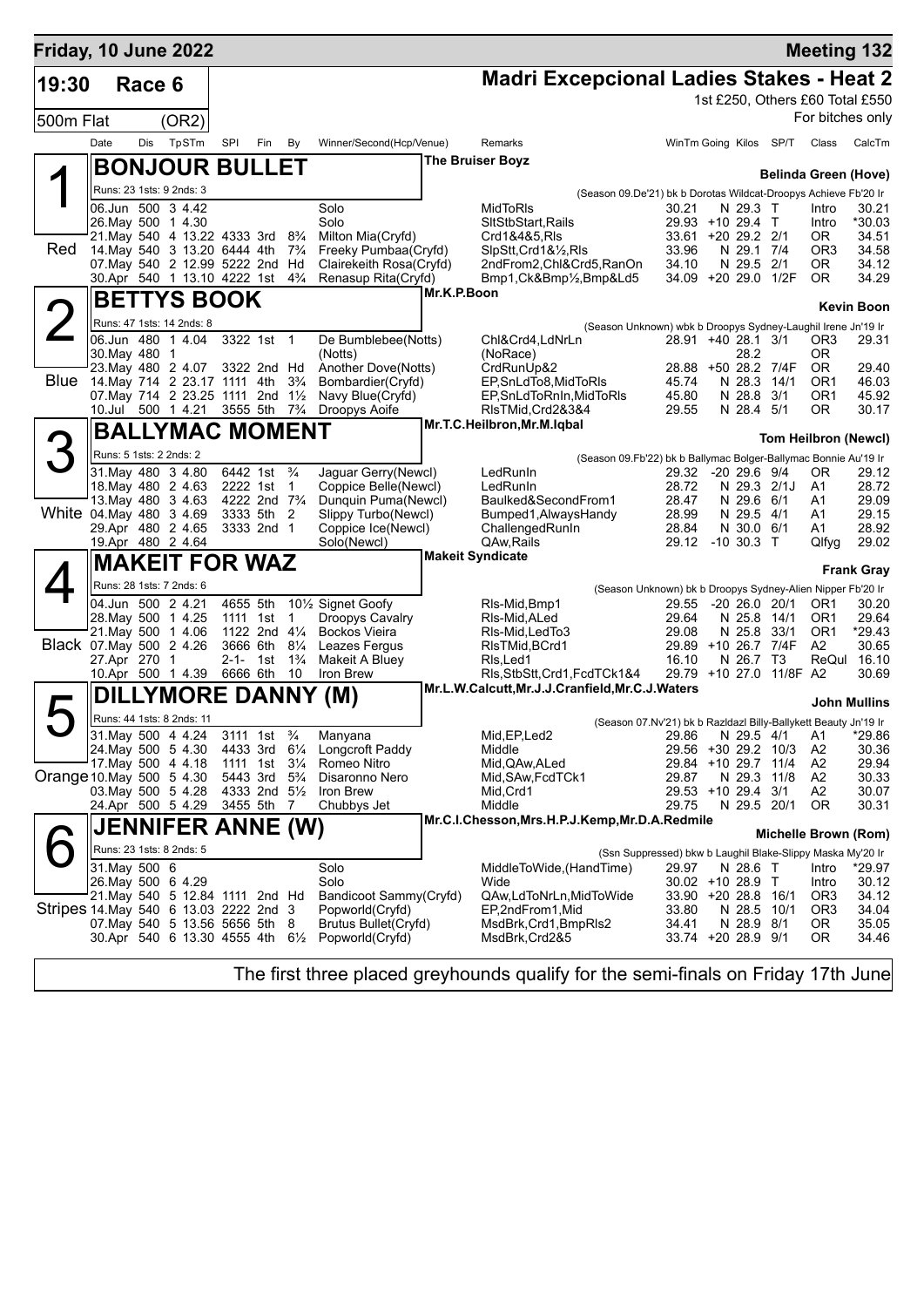**Friday, 10 June 2022** — **Meeting 132**

## 19:30 Race 6 — Madri Excepcional Ladies Stakes - Heat 2

500m Flat (OR2) — 1st £250, Others £60 Total £550 — For bitches only

| Date | Dis | TpSTm | SPI | Fin | By | Winner/Second(Hcp/Venue) | Remarks | WinTm | Going | Kilos | SP/T | Class | CalcTm |
|---|---|---|---|---|---|---|---|---|---|---|---|---|---|

### 1 (Red) BONJOUR BULLET — The Bruiser Boyz — Belinda Green (Hove)

Runs: 23 1sts: 9 2nds: 3 — (Season 09.De'21) bk b Dorotas Wildcat-Droopys Achieve Fb'20 Ir

| Date | Dis | TpSTm | SPI | Fin | By | Winner/Second(Hcp/Venue) | Remarks | WinTm | Going | Kilos | SP/T | Class | CalcTm |
|---|---|---|---|---|---|---|---|---|---|---|---|---|---|
| 06.Jun | 500 | 3 4.42 | | | | Solo | MidToRls | 30.21 | N | 29.3 | T | Intro | 30.21 |
| 26.May | 500 | 1 4.30 | | | | Solo | SltStbStart,Rails | 29.93 | +10 | 29.4 | T | Intro | *30.03 |
| 21.May | 540 | 4 13.22 | 4333 | 3rd | 8¾ | Milton Mia(Cryfd) | Crd1&4&5,Rls | 33.61 | +20 | 29.2 | 2/1 | OR | 34.51 |
| 14.May | 540 | 3 13.20 | 6444 | 4th | 7¾ | Freeky Pumbaa(Cryfd) | SlpStt,Crd1&½,Rls | 33.96 | N | 29.1 | 7/4 | OR3 | 34.58 |
| 07.May | 540 | 2 12.99 | 5222 | 2nd | Hd | Clairekeith Rosa(Cryfd) | 2ndFrom2,Chl&Crd5,RanOn | 34.10 | N | 29.5 | 2/1 | OR | 34.12 |
| 30.Apr | 540 | 1 13.10 | 4222 | 1st | 4¾ | Renasup Rita(Cryfd) | Bmp1,Ck&Bmp½,Bmp&Ld5 | 34.09 | +20 | 29.0 | 1/2F | OR | 34.29 |

### 2 (Blue) BETTYS BOOK — Mr.K.P.Boon — Kevin Boon

Runs: 47 1sts: 14 2nds: 8 — (Season Unknown) wbk b Droopys Sydney-Laughil Irene Jn'19 Ir

| Date | Dis | TpSTm | SPI | Fin | By | Winner/Second(Hcp/Venue) | Remarks | WinTm | Going | Kilos | SP/T | Class | CalcTm |
|---|---|---|---|---|---|---|---|---|---|---|---|---|---|
| 06.Jun | 480 | 1 4.04 | 3322 | 1st | 1 | De Bumblebee(Notts) | Chl&Crd4,LdNrLn | 28.91 | +40 | 28.1 | 3/1 | OR3 | 29.31 |
| 30.May | 480 | 1 | | | | (Notts) | (NoRace) | | | 28.2 | | OR | |
| 23.May | 480 | 2 4.07 | 3322 | 2nd | Hd | Another Dove(Notts) | CrdRunUp&2 | 28.88 | +50 | 28.2 | 7/4F | OR | 29.40 |
| 14.May | 714 | 2 23.17 | 1111 | 4th | 3¾ | Bombardier(Cryfd) | EP,SnLdTo8,MidToRls | 45.74 | N | 28.3 | 14/1 | OR1 | 46.03 |
| 07.May | 714 | 2 23.25 | 1111 | 2nd | 1½ | Navy Blue(Cryfd) | EP,SnLdToRnIn,MidToRls | 45.80 | N | 28.8 | 3/1 | OR1 | 45.92 |
| 10.Jul | 500 | 1 4.21 | 3555 | 5th | 7¾ | Droopys Aoife | RlsTMid,Crd2&3&4 | 29.55 | N | 28.4 | 5/1 | OR | 30.17 |

### 3 (White) BALLYMAC MOMENT — Mr.T.C.Heilbron,Mr.M.Iqbal — Tom Heilbron (Newcl)

Runs: 5 1sts: 2 2nds: 2 — (Season 09.Fb'22) bk b Ballymac Bolger-Ballymac Bonnie Au'19 Ir

| Date | Dis | TpSTm | SPI | Fin | By | Winner/Second(Hcp/Venue) | Remarks | WinTm | Going | Kilos | SP/T | Class | CalcTm |
|---|---|---|---|---|---|---|---|---|---|---|---|---|---|
| 31.May | 480 | 3 4.80 | 6442 | 1st | ¾ | Jaguar Gerry(Newcl) | LedRunIn | 29.32 | -20 | 29.6 | 9/4 | OR | 29.12 |
| 18.May | 480 | 2 4.63 | 2222 | 1st | 1 | Coppice Belle(Newcl) | LedRunIn | 28.72 | N | 29.3 | 2/1J | A1 | 28.72 |
| 13.May | 480 | 3 4.63 | 4222 | 2nd | 7¾ | Dunquin Puma(Newcl) | Baulked&SecondFrom1 | 28.47 | N | 29.6 | 6/1 | A1 | 29.09 |
| 04.May | 480 | 3 4.69 | 3333 | 5th | 2 | Slippy Turbo(Newcl) | Bumped1,AlwaysHandy | 28.99 | N | 29.5 | 4/1 | A1 | 29.15 |
| 29.Apr | 480 | 2 4.65 | 3333 | 2nd | 1 | Coppice Ice(Newcl) | ChallengedRunIn | 28.84 | N | 30.0 | 6/1 | A1 | 28.92 |
| 19.Apr | 480 | 2 4.64 | | | | Solo(Newcl) | QAw,Rails | 29.12 | -10 | 30.3 | T | Qlfyg | 29.02 |

### 4 (Black) MAKEIT FOR WAZ — Makeit Syndicate — Frank Gray

Runs: 28 1sts: 7 2nds: 6 — (Season Unknown) bk b Droopys Sydney-Alien Nipper Fb'20 Ir

| Date | Dis | TpSTm | SPI | Fin | By | Winner/Second(Hcp/Venue) | Remarks | WinTm | Going | Kilos | SP/T | Class | CalcTm |
|---|---|---|---|---|---|---|---|---|---|---|---|---|---|
| 04.Jun | 500 | 2 4.21 | 4655 | 5th | 10½ | Signet Goofy | Rls-Mid,Bmp1 | 29.55 | -20 | 26.0 | 20/1 | OR1 | 30.20 |
| 28.May | 500 | 1 4.25 | 1111 | 1st | 1 | Droopys Cavalry | Rls-Mid,ALed | 29.64 | N | 25.8 | 14/1 | OR1 | 29.64 |
| 21.May | 500 | 1 4.06 | 1122 | 2nd | 4¼ | Bockos Vieira | Rls-Mid,LedTo3 | 29.08 | N | 25.8 | 33/1 | OR1 | *29.43 |
| 07.May | 500 | 2 4.26 | 3666 | 6th | 8¼ | Leazes Fergus | RlsTMid,BCrd1 | 29.89 | +10 | 26.7 | 7/4F | A2 | 30.65 |
| 27.Apr | 270 | 1 | 2-1- | 1st | 1¾ | Makeit A Bluey | Rls,Led1 | 16.10 | N | 26.7 | T3 | ReQul | 16.10 |
| 10.Apr | 500 | 1 4.39 | 6666 | 6th | 10 | Iron Brew | Rls,StbStt,Crd1,FcdTCk1&4 | 29.79 | +10 | 27.0 | 11/8F | A2 | 30.69 |

### 5 (Orange) DILLYMORE DANNY (M) — Mr.L.W.Calcutt,Mr.J.J.Cranfield,Mr.C.J.Waters — John Mullins

Runs: 44 1sts: 8 2nds: 11 — (Season 07.Nv'21) bk b Razldazl Billy-Ballykett Beauty Jn'19 Ir

| Date | Dis | TpSTm | SPI | Fin | By | Winner/Second(Hcp/Venue) | Remarks | WinTm | Going | Kilos | SP/T | Class | CalcTm |
|---|---|---|---|---|---|---|---|---|---|---|---|---|---|
| 31.May | 500 | 4 4.24 | 3111 | 1st | ¾ | Manyana | Mid,EP,Led2 | 29.86 | N | 29.5 | 4/1 | A1 | *29.86 |
| 24.May | 500 | 5 4.30 | 4433 | 3rd | 6¼ | Longcroft Paddy | Middle | 29.56 | +30 | 29.2 | 10/3 | A2 | 30.36 |
| 17.May | 500 | 4 4.18 | 1111 | 1st | 3¼ | Romeo Nitro | Mid,QAw,ALed | 29.84 | +10 | 29.7 | 11/4 | A2 | 29.94 |
| 10.May | 500 | 5 4.30 | 5443 | 3rd | 5¾ | Disaronno Nero | Mid,SAw,FcdTCk1 | 29.87 | N | 29.3 | 11/8 | A2 | 30.33 |
| 03.May | 500 | 5 4.28 | 4333 | 2nd | 5½ | Iron Brew | Mid,Crd1 | 29.53 | +10 | 29.4 | 3/1 | A2 | 30.07 |
| 24.Apr | 500 | 5 4.29 | 3455 | 5th | 7 | Chubbys Jet | Middle | 29.75 | N | 29.5 | 20/1 | OR | 30.31 |

### 6 (Stripes) JENNIFER ANNE (W) — Mr.C.I.Chesson,Mrs.H.P.J.Kemp,Mr.D.A.Redmile — Michelle Brown (Rom)

Runs: 23 1sts: 8 2nds: 5 — (Ssn Suppressed) bkw b Laughil Blake-Slippy Maska My'20 Ir

| Date | Dis | TpSTm | SPI | Fin | By | Winner/Second(Hcp/Venue) | Remarks | WinTm | Going | Kilos | SP/T | Class | CalcTm |
|---|---|---|---|---|---|---|---|---|---|---|---|---|---|
| 31.May | 500 | 6 | | | | Solo | MiddleToWide,(HandTime) | 29.97 | N | 28.6 | T | Intro | *29.97 |
| 26.May | 500 | 6 4.29 | | | | Solo | Wide | 30.02 | +10 | 28.9 | T | Intro | 30.12 |
| 21.May | 540 | 5 12.84 | 1111 | 2nd | Hd | Bandicoot Sammy(Cryfd) | QAw,LdToRnLn,MidToWide | 33.90 | +20 | 28.8 | 16/1 | OR3 | 34.12 |
| 14.May | 540 | 6 13.03 | 2222 | 2nd | 3 | Popworld(Cryfd) | EP,2ndFrom1,Mid | 33.80 | N | 28.5 | 10/1 | OR3 | 34.04 |
| 07.May | 540 | 5 13.56 | 5656 | 5th | 8 | Brutus Bullet(Cryfd) | MsdBrk,Crd1,BmpRls2 | 34.41 | N | 28.9 | 8/1 | OR | 35.05 |
| 30.Apr | 540 | 6 13.30 | 4555 | 4th | 6½ | Popworld(Cryfd) | MsdBrk,Crd2&5 | 33.74 | +20 | 28.9 | 9/1 | OR | 34.46 |

The first three placed greyhounds qualify for the semi-finals on Friday 17th June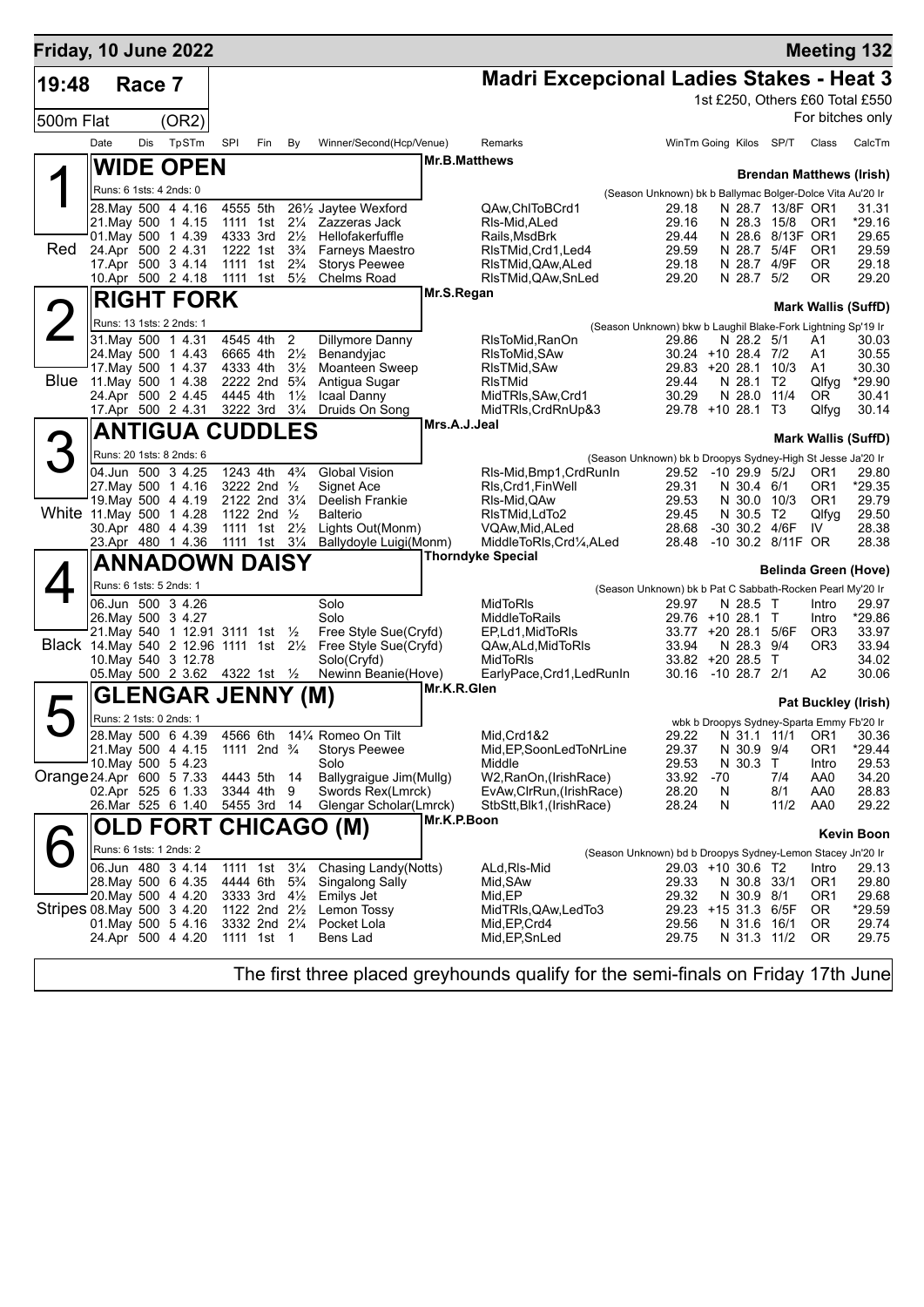**Friday, 10 June 2022** — **Meeting 132**

# 19:48 Race 7 — Madri Excepcional Ladies Stakes - Heat 3

500m Flat (OR2)

1st £250, Others £60 Total £550

For bitches only

## 1 Red — WIDE OPEN

Mr.B.Matthews — Brendan Matthews (Irish)

Runs: 6 1sts: 4 2nds: 0 — (Season Unknown) bk b Ballymac Bolger-Dolce Vita Au'20 Ir

| Date | Dis | TpSTm | SPI | Fin | By | Winner/Second(Hcp/Venue) | Remarks | WinTm | Going | Kilos | SP/T | Class | CalcTm |
|---|---|---|---|---|---|---|---|---|---|---|---|---|---|
| 28.May | 500 | 4 4.16 | 4555 | 5th | 26½ | Jaytee Wexford | QAw,ChlToBCrd1 | 29.18 | N | 28.7 | 13/8F | OR1 | 31.31 |
| 21.May | 500 | 1 4.15 | 1111 | 1st | 2¼ | Zazzeras Jack | Rls-Mid,ALed | 29.16 | N | 28.3 | 15/8 | OR1 | *29.16 |
| 01.May | 500 | 1 4.39 | 4333 | 3rd | 2½ | Hellofakerfuffle | Rails,MsdBrk | 29.44 | N | 28.6 | 8/13F | OR1 | 29.65 |
| 24.Apr | 500 | 2 4.31 | 1222 | 1st | 3¾ | Farneys Maestro | RlsTMid,Crd1,Led4 | 29.59 | N | 28.7 | 5/4F | OR1 | 29.59 |
| 17.Apr | 500 | 3 4.14 | 1111 | 1st | 2¾ | Storys Peewee | RlsTMid,QAw,ALed | 29.18 | N | 28.7 | 4/9F | OR | 29.18 |
| 10.Apr | 500 | 2 4.18 | 1111 | 1st | 5½ | Chelms Road | RlsTMid,QAw,SnLed | 29.20 | N | 28.7 | 5/2 | OR | 29.20 |

## 2 Blue — RIGHT FORK

Mr.S.Regan — Mark Wallis (SuffD)

Runs: 13 1sts: 2 2nds: 1 — (Season Unknown) bkw b Laughil Blake-Fork Lightning Sp'19 Ir

| Date | Dis | TpSTm | SPI | Fin | By | Winner/Second(Hcp/Venue) | Remarks | WinTm | Going | Kilos | SP/T | Class | CalcTm |
|---|---|---|---|---|---|---|---|---|---|---|---|---|---|
| 31.May | 500 | 1 4.31 | 4545 | 4th | 2 | Dillymore Danny | RlsToMid,RanOn | 29.86 | N | 28.2 | 5/1 | A1 | 30.03 |
| 24.May | 500 | 1 4.43 | 6665 | 4th | 2½ | Benandyjac | RlsToMid,SAw | 30.24 | +10 | 28.4 | 7/2 | A1 | 30.55 |
| 17.May | 500 | 1 4.37 | 4333 | 4th | 3½ | Moanteen Sweep | RlsTMid,SAw | 29.83 | +20 | 28.1 | 10/3 | A1 | 30.30 |
| 11.May | 500 | 1 4.38 | 2222 | 2nd | 5¾ | Antigua Sugar | RlsTMid | 29.44 | N | 28.1 | T2 | Qlfyg | *29.90 |
| 24.Apr | 500 | 2 4.45 | 4445 | 4th | 1½ | Icaal Danny | MidTRls,SAw,Crd1 | 30.29 | N | 28.0 | 11/4 | OR | 30.41 |
| 17.Apr | 500 | 2 4.31 | 3222 | 3rd | 3¼ | Druids On Song | MidTRls,CrdRnUp&3 | 29.78 | +10 | 28.1 | T3 | Qlfyg | 30.14 |

## 3 White — ANTIGUA CUDDLES

Mrs.A.J.Jeal — Mark Wallis (SuffD)

Runs: 20 1sts: 8 2nds: 6 — (Season Unknown) bk b Droopys Sydney-High St Jesse Ja'20 Ir

| Date | Dis | TpSTm | SPI | Fin | By | Winner/Second(Hcp/Venue) | Remarks | WinTm | Going | Kilos | SP/T | Class | CalcTm |
|---|---|---|---|---|---|---|---|---|---|---|---|---|---|
| 04.Jun | 500 | 3 4.25 | 1243 | 4th | 4¾ | Global Vision | Rls-Mid,Bmp1,CrdRunIn | 29.52 | -10 | 29.9 | 5/2J | OR1 | 29.80 |
| 27.May | 500 | 1 4.16 | 3222 | 2nd | ½ | Signet Ace | Rls,Crd1,FinWell | 29.31 | N | 30.4 | 6/1 | OR1 | *29.35 |
| 19.May | 500 | 4 4.19 | 2122 | 2nd | 3¼ | Deelish Frankie | Rls-Mid,QAw | 29.53 | N | 30.0 | 10/3 | OR1 | 29.79 |
| 11.May | 500 | 1 4.28 | 1122 | 2nd | ½ | Balterio | RlsTMid,LdTo2 | 29.45 | N | 30.5 | T2 | Qlfyg | 29.50 |
| 30.Apr | 480 | 4 4.39 | 1111 | 1st | 2½ | Lights Out(Monm) | VQAw,Mid,ALed | 28.68 | -30 | 30.2 | 4/6F | IV | 28.38 |
| 23.Apr | 480 | 1 4.36 | 1111 | 1st | 3¼ | Ballydoyle Luigi(Monm) | MiddleToRls,Crd¼,ALed | 28.48 | -10 | 30.2 | 8/11F | OR | 28.38 |

## 4 Black — ANNADOWN DAISY

Thorndyke Special — Belinda Green (Hove)

Runs: 6 1sts: 5 2nds: 1 — (Season Unknown) bk b Pat C Sabbath-Rocken Pearl My'20 Ir

| Date | Dis | TpSTm | SPI | Fin | By | Winner/Second(Hcp/Venue) | Remarks | WinTm | Going | Kilos | SP/T | Class | CalcTm |
|---|---|---|---|---|---|---|---|---|---|---|---|---|---|
| 06.Jun | 500 | 3 4.26 | | | | Solo | MidToRls | 29.97 | N | 28.5 | T | Intro | 29.97 |
| 26.May | 500 | 3 4.27 | | | | Solo | MiddleToRails | 29.76 | +10 | 28.1 | T | Intro | *29.86 |
| 21.May | 540 | 1 12.91 | 3111 | 1st | ½ | Free Style Sue(Cryfd) | EP,Ld1,MidToRls | 33.77 | +20 | 28.1 | 5/6F | OR3 | 33.97 |
| 14.May | 540 | 2 12.96 | 1111 | 1st | 2½ | Free Style Sue(Cryfd) | QAw,ALd,MidToRls | 33.94 | N | 28.3 | 9/4 | OR3 | 33.94 |
| 10.May | 540 | 3 12.78 | | | | Solo(Cryfd) | MidToRls | 33.82 | +20 | 28.5 | T | | 34.02 |
| 05.May | 500 | 2 3.62 | 4322 | 1st | ½ | Newinn Beanie(Hove) | EarlyPace,Crd1,LedRunIn | 30.16 | -10 | 28.7 | 2/1 | A2 | 30.06 |

## 5 Orange — GLENGAR JENNY (M)

Mr.K.R.Glen — Pat Buckley (Irish)

Runs: 2 1sts: 0 2nds: 1 — wbk b Droopys Sydney-Sparta Emmy Fb'20 Ir

| Date | Dis | TpSTm | SPI | Fin | By | Winner/Second(Hcp/Venue) | Remarks | WinTm | Going | Kilos | SP/T | Class | CalcTm |
|---|---|---|---|---|---|---|---|---|---|---|---|---|---|
| 28.May | 500 | 6 4.39 | 4566 | 6th | 14¼ | Romeo On Tilt | Mid,Crd1&2 | 29.22 | N | 31.1 | 11/1 | OR1 | 30.36 |
| 21.May | 500 | 4 4.15 | 1111 | 2nd | ¾ | Storys Peewee | Mid,EP,SoonLedToNrLine | 29.37 | N | 30.9 | 9/4 | OR1 | *29.44 |
| 10.May | 500 | 5 4.23 | | | | Solo | Middle | 29.53 | N | 30.3 | T | Intro | 29.53 |
| 24.Apr | 600 | 5 7.33 | 4443 | 5th | 14 | Ballygraigue Jim(Mullg) | W2,RanOn,(IrishRace) | 33.92 | -70 | | 7/4 | AA0 | 34.20 |
| 02.Apr | 525 | 6 1.33 | 3344 | 4th | 9 | Swords Rex(Lmrck) | EvAw,ClrRun,(IrishRace) | 28.20 | N | | 8/1 | AA0 | 28.83 |
| 26.Mar | 525 | 6 1.40 | 5455 | 3rd | 14 | Glengar Scholar(Lmrck) | StbStt,Blk1,(IrishRace) | 28.24 | N | | 11/2 | AA0 | 29.22 |

## 6 Stripes — OLD FORT CHICAGO (M)

Mr.K.P.Boon — Kevin Boon

Runs: 6 1sts: 1 2nds: 2 — (Season Unknown) bd b Droopys Sydney-Lemon Stacey Jn'20 Ir

| Date | Dis | TpSTm | SPI | Fin | By | Winner/Second(Hcp/Venue) | Remarks | WinTm | Going | Kilos | SP/T | Class | CalcTm |
|---|---|---|---|---|---|---|---|---|---|---|---|---|---|
| 06.Jun | 480 | 3 4.14 | 1111 | 1st | 3¼ | Chasing Landy(Notts) | ALd,Rls-Mid | 29.03 | +10 | 30.6 | T2 | Intro | 29.13 |
| 28.May | 500 | 6 4.35 | 4444 | 6th | 5¾ | Singalong Sally | Mid,SAw | 29.33 | N | 30.8 | 33/1 | OR1 | 29.80 |
| 20.May | 500 | 4 4.20 | 3333 | 3rd | 4½ | Emilys Jet | Mid,EP | 29.32 | N | 30.9 | 8/1 | OR1 | 29.68 |
| 08.May | 500 | 3 4.20 | 1122 | 2nd | 2½ | Lemon Tossy | MidTRls,QAw,LedTo3 | 29.23 | +15 | 31.3 | 6/5F | OR | *29.59 |
| 01.May | 500 | 5 4.16 | 3332 | 2nd | 2¼ | Pocket Lola | Mid,EP,Crd4 | 29.56 | N | 31.6 | 16/1 | OR | 29.74 |
| 24.Apr | 500 | 4 4.20 | 1111 | 1st | 1 | Bens Lad | Mid,EP,SnLed | 29.75 | N | 31.3 | 11/2 | OR | 29.75 |

The first three placed greyhounds qualify for the semi-finals on Friday 17th June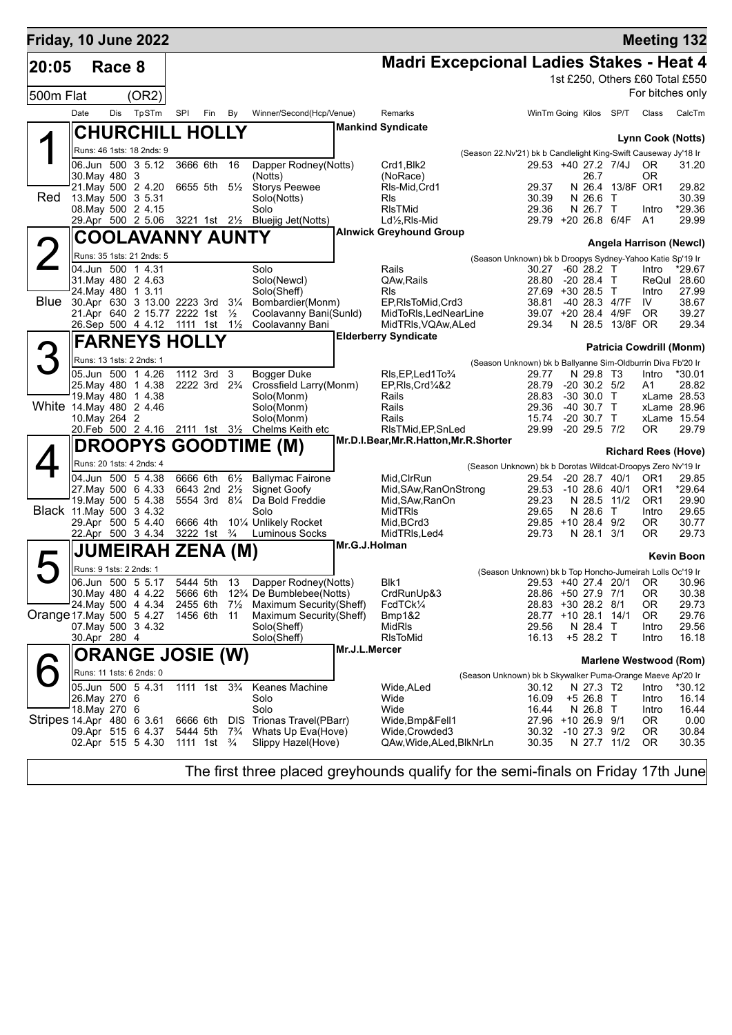**Friday, 10 June 2022** — **Meeting 132**

# 20:05 Race 8 — Madri Excepcional Ladies Stakes - Heat 4

500m Flat (OR2)

1st £250, Others £60 Total £550

For bitches only

| Date | Dis | TpSTm | SPI | Fin | By | Winner/Second(Hcp/Venue) | Remarks | WinTm | Going | Kilos | SP/T | Class | CalcTm |
|---|---|---|---|---|---|---|---|---|---|---|---|---|---|

## 1 (Red) CHURCHILL HOLLY

Mankind Syndicate — Lynn Cook (Notts)

Runs: 46 1sts: 18 2nds: 9 — (Season 22.Nv'21) bk b Candlelight King-Swift Causeway Jy'18 Ir

| Date | Dis | TpSTm | SPI | Fin | By | Winner/Second(Hcp/Venue) | Remarks | WinTm | Going | Kilos | SP/T | Class | CalcTm |
|---|---|---|---|---|---|---|---|---|---|---|---|---|---|
| 06.Jun | 500 | 3 5.12 | 3666 | 6th | 16 | Dapper Rodney(Notts) | Crd1,Blk2 | 29.53 | +40 | 27.2 | 7/4J | OR | 31.20 |
| 30.May | 480 | 3 | | | | (Notts) | (NoRace) | | | 26.7 | | OR | |
| 21.May | 500 | 2 4.20 | 6655 | 5th | 5½ | Storys Peewee | Rls-Mid,Crd1 | 29.37 | N | 26.4 | 13/8F | OR1 | 29.82 |
| 13.May | 500 | 3 5.31 | | | | Solo(Notts) | Rls | 30.39 | N | 26.6 | T | | 30.39 |
| 08.May | 500 | 2 4.15 | | | | Solo | RlsTMid | 29.36 | N | 26.7 | T | Intro | *29.36 |
| 29.Apr | 500 | 2 5.06 | 3221 | 1st | 2½ | Bluejig Jet(Notts) | Ld½,Rls-Mid | 29.79 | +20 | 26.8 | 6/4F | A1 | 29.99 |

## 2 (Blue) COOLAVANNY AUNTY

Alnwick Greyhound Group — Angela Harrison (Newcl)

Runs: 35 1sts: 21 2nds: 5 — (Season Unknown) bk b Droopys Sydney-Yahoo Katie Sp'19 Ir

| Date | Dis | TpSTm | SPI | Fin | By | Winner/Second(Hcp/Venue) | Remarks | WinTm | Going | Kilos | SP/T | Class | CalcTm |
|---|---|---|---|---|---|---|---|---|---|---|---|---|---|
| 04.Jun | 500 | 1 4.31 | | | | Solo | Rails | 30.27 | -60 | 28.2 | T | Intro | *29.67 |
| 31.May | 480 | 2 4.63 | | | | Solo(Newcl) | QAw,Rails | 28.80 | -20 | 28.4 | T | ReQul | 28.60 |
| 24.May | 480 | 1 3.11 | | | | Solo(Sheff) | Rls | 27.69 | +30 | 28.5 | T | Intro | 27.99 |
| 30.Apr | 630 | 3 13.00 | 2223 | 3rd | 3¼ | Bombardier(Monm) | EP,RlsToMid,Crd3 | 38.81 | -40 | 28.3 | 4/7F | IV | 38.67 |
| 21.Apr | 640 | 2 15.77 | 2222 | 1st | ½ | Coolavanny Bani(Sunld) | MidToRls,LedNearLine | 39.07 | +20 | 28.4 | 4/9F | OR | 39.27 |
| 26.Sep | 500 | 4 4.12 | 1111 | 1st | 1½ | Coolavanny Bani | MidTRls,VQAw,ALed | 29.34 | N | 28.5 | 13/8F | OR | 29.34 |

## 3 (White) FARNEYS HOLLY

Elderberry Syndicate — Patricia Cowdrill (Monm)

Runs: 13 1sts: 2 2nds: 1 — (Season Unknown) bk b Ballyanne Sim-Oldburrin Diva Fb'20 Ir

| Date | Dis | TpSTm | SPI | Fin | By | Winner/Second(Hcp/Venue) | Remarks | WinTm | Going | Kilos | SP/T | Class | CalcTm |
|---|---|---|---|---|---|---|---|---|---|---|---|---|---|
| 05.Jun | 500 | 1 4.26 | 1112 | 3rd | 3 | Bogger Duke | Rls,EP,Led1To¾ | 29.77 | N | 29.8 | T3 | Intro | *30.01 |
| 25.May | 480 | 1 4.38 | 2222 | 3rd | 2¾ | Crossfield Larry(Monm) | EP,Rls,Crd¼&2 | 28.79 | -20 | 30.2 | 5/2 | A1 | 28.82 |
| 19.May | 480 | 1 4.38 | | | | Solo(Monm) | Rails | 28.83 | -30 | 30.0 | T | xLame | 28.53 |
| 14.May | 480 | 2 4.46 | | | | Solo(Monm) | Rails | 29.36 | -40 | 30.7 | T | xLame | 28.96 |
| 10.May | 264 | 2 | | | | Solo(Monm) | Rails | 15.74 | -20 | 30.7 | T | xLame | 15.54 |
| 20.Feb | 500 | 2 4.16 | 2111 | 1st | 3½ | Chelms Keith etc | RlsTMid,EP,SnLed | 29.99 | -20 | 29.5 | 7/2 | OR | 29.79 |

## 4 (Black) DROOPYS GOODTIME (M)

Mr.D.I.Bear,Mr.R.Hatton,Mr.R.Shorter — Richard Rees (Hove)

Runs: 20 1sts: 4 2nds: 4 — (Season Unknown) bk b Dorotas Wildcat-Droopys Zero Nv'19 Ir

| Date | Dis | TpSTm | SPI | Fin | By | Winner/Second(Hcp/Venue) | Remarks | WinTm | Going | Kilos | SP/T | Class | CalcTm |
|---|---|---|---|---|---|---|---|---|---|---|---|---|---|
| 04.Jun | 500 | 5 4.38 | 6666 | 6th | 6½ | Ballymac Fairone | Mid,ClrRun | 29.54 | -20 | 28.7 | 40/1 | OR1 | 29.85 |
| 27.May | 500 | 6 4.33 | 6643 | 2nd | 2½ | Signet Goofy | Mid,SAw,RanOnStrong | 29.53 | -10 | 28.6 | 40/1 | OR1 | *29.64 |
| 19.May | 500 | 5 4.38 | 5554 | 3rd | 8¼ | Da Bold Freddie | Mid,SAw,RanOn | 29.23 | N | 28.5 | 11/2 | OR1 | 29.90 |
| 11.May | 500 | 3 4.32 | | | | Solo | MidTRls | 29.65 | N | 28.6 | T | Intro | 29.65 |
| 29.Apr | 500 | 5 4.40 | 6666 | 4th | 10¼ | Unlikely Rocket | Mid,BCrd3 | 29.85 | +10 | 28.4 | 9/2 | OR | 30.77 |
| 22.Apr | 500 | 3 4.34 | 3222 | 1st | ¾ | Luminous Socks | MidTRls,Led4 | 29.73 | N | 28.1 | 3/1 | OR | 29.73 |

## 5 (Orange) JUMEIRAH ZENA (M)

Mr.G.J.Holman — Kevin Boon

Runs: 9 1sts: 2 2nds: 1 — (Season Unknown) bk b Top Honcho-Jumeirah Lolls Oc'19 Ir

| Date | Dis | TpSTm | SPI | Fin | By | Winner/Second(Hcp/Venue) | Remarks | WinTm | Going | Kilos | SP/T | Class | CalcTm |
|---|---|---|---|---|---|---|---|---|---|---|---|---|---|
| 06.Jun | 500 | 5 5.17 | 5444 | 5th | 13 | Dapper Rodney(Notts) | Blk1 | 29.53 | +40 | 27.4 | 20/1 | OR | 30.96 |
| 30.May | 480 | 4 4.22 | 5666 | 6th | 12¾ | De Bumblebee(Notts) | CrdRunUp&3 | 28.86 | +50 | 27.9 | 7/1 | OR | 30.38 |
| 24.May | 500 | 4 4.34 | 2455 | 6th | 7½ | Maximum Security(Sheff) | FcdTCk¼ | 28.83 | +30 | 28.2 | 8/1 | OR | 29.73 |
| 17.May | 500 | 5 4.27 | 1456 | 6th | 11 | Maximum Security(Sheff) | Bmp1&2 | 28.77 | +10 | 28.1 | 14/1 | OR | 29.76 |
| 07.May | 500 | 3 4.32 | | | | Solo(Sheff) | MidRls | 29.56 | N | 28.4 | T | Intro | 29.56 |
| 30.Apr | 280 | 4 | | | | Solo(Sheff) | RlsToMid | 16.13 | +5 | 28.2 | T | Intro | 16.18 |

## 6 (Stripes) ORANGE JOSIE (W)

Mr.J.L.Mercer — Marlene Westwood (Rom)

Runs: 11 1sts: 6 2nds: 0 — (Season Unknown) bk b Skywalker Puma-Orange Maeve Ap'20 Ir

| Date | Dis | TpSTm | SPI | Fin | By | Winner/Second(Hcp/Venue) | Remarks | WinTm | Going | Kilos | SP/T | Class | CalcTm |
|---|---|---|---|---|---|---|---|---|---|---|---|---|---|
| 05.Jun | 500 | 5 4.31 | 1111 | 1st | 3¾ | Keanes Machine | Wide,ALed | 30.12 | N | 27.3 | T2 | Intro | *30.12 |
| 26.May | 270 | 6 | | | | Solo | Wide | 16.09 | +5 | 26.8 | T | Intro | 16.14 |
| 18.May | 270 | 6 | | | | Solo | Wide | 16.44 | N | 26.8 | T | Intro | 16.44 |
| 14.Apr | 480 | 6 3.61 | 6666 | 6th | DIS | Trionas Travel(PBarr) | Wide,Bmp&Fell1 | 27.96 | +10 | 26.9 | 9/1 | OR | 0.00 |
| 09.Apr | 515 | 6 4.37 | 5444 | 5th | 7¾ | Whats Up Eva(Hove) | Wide,Crowded3 | 30.32 | -10 | 27.3 | 9/2 | OR | 30.84 |
| 02.Apr | 515 | 5 4.30 | 1111 | 1st | ¾ | Slippy Hazel(Hove) | QAw,Wide,ALed,BlkNrLn | 30.35 | N | 27.7 | 11/2 | OR | 30.35 |

The first three placed greyhounds qualify for the semi-finals on Friday 17th June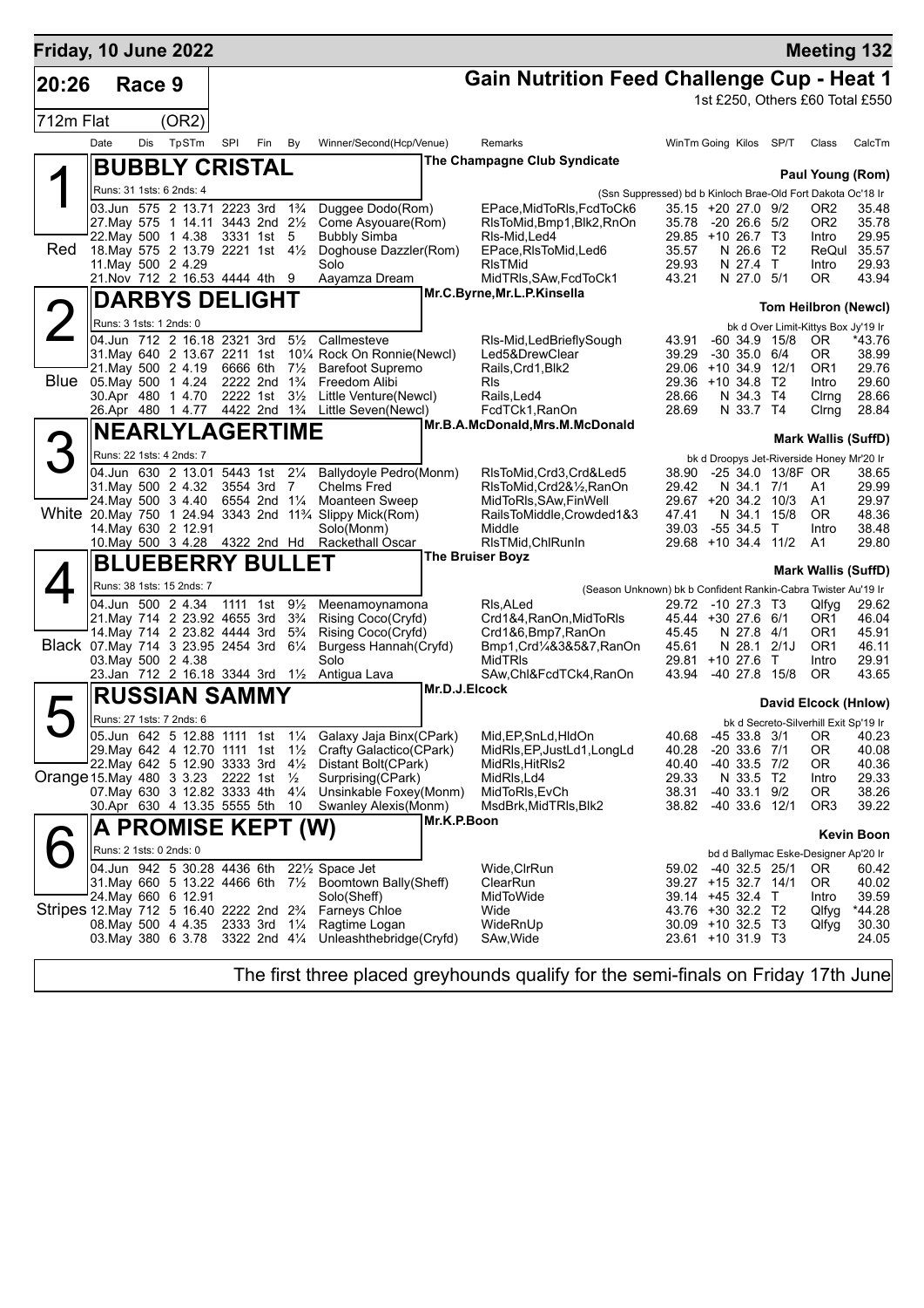# Friday, 10 June 2022 — Meeting 132

## 20:26 Race 9 — Gain Nutrition Feed Challenge Cup - Heat 1

712m Flat (OR2)

1st £250, Others £60 Total £550

| Date | Dis | TpSTm | SPI | Fin | By | Winner/Second(Hcp/Venue) | Remarks | WinTm | Going | Kilos | SP/T | Class | CalcTm |
|---|---|---|---|---|---|---|---|---|---|---|---|---|---|

### 1 (Red) — BUBBLY CRISTAL
The Champagne Club Syndicate — Paul Young (Rom)

Runs: 31 1sts: 6 2nds: 4 — (Ssn Suppressed) bd b Kinloch Brae-Old Fort Dakota Oc'18 Ir

| Date | Dis | TpSTm | SPI | Fin | By | Winner/Second(Hcp/Venue) | Remarks | WinTm | Going | Kilos | SP/T | Class | CalcTm |
|---|---|---|---|---|---|---|---|---|---|---|---|---|---|
| 03.Jun | 575 | 2 13.71 | 2223 | 3rd | 1¾ | Duggee Dodo(Rom) | EPace,MidToRls,FcdToCk6 | 35.15 | +20 | 27.0 | 9/2 | OR2 | 35.48 |
| 27.May | 575 | 1 14.11 | 3443 | 2nd | 2½ | Come Asyouare(Rom) | RlsToMid,Bmp1,Blk2,RnOn | 35.78 | -20 | 26.6 | 5/2 | OR2 | 35.78 |
| 22.May | 500 | 1 4.38 | 3331 | 1st | 5 | Bubbly Simba | Rls-Mid,Led4 | 29.85 | +10 | 26.7 | T3 | Intro | 29.95 |
| 18.May | 575 | 2 13.79 | 2221 | 1st | 4½ | Doghouse Dazzler(Rom) | EPace,RlsToMid,Led6 | 35.57 | N | 26.6 | T2 | ReQul | 35.57 |
| 11.May | 500 | 2 4.29 | | | | Solo | RlsTMid | 29.93 | N | 27.4 | T | Intro | 29.93 |
| 21.Nov | 712 | 2 16.53 | 4444 | 4th | 9 | Aayamza Dream | MidTRls,SAw,FcdToCk1 | 43.21 | N | 27.0 | 5/1 | OR | 43.94 |

### 2 (Blue) — DARBYS DELIGHT
Mr.C.Byrne,Mr.L.P.Kinsella — Tom Heilbron (Newcl)

Runs: 3 1sts: 1 2nds: 0 — bk d Over Limit-Kittys Box Jy'19 Ir

| Date | Dis | TpSTm | SPI | Fin | By | Winner/Second(Hcp/Venue) | Remarks | WinTm | Going | Kilos | SP/T | Class | CalcTm |
|---|---|---|---|---|---|---|---|---|---|---|---|---|---|
| 04.Jun | 712 | 2 16.18 | 2321 | 3rd | 5½ | Callmesteve | Rls-Mid,LedBrieflySough | 43.91 | -60 | 34.9 | 15/8 | OR | *43.76 |
| 31.May | 640 | 2 13.67 | 2211 | 1st | 10¼ | Rock On Ronnie(Newcl) | Led5&DrewClear | 39.29 | -30 | 35.0 | 6/4 | OR | 38.99 |
| 21.May | 500 | 2 4.19 | 6666 | 6th | 7½ | Barefoot Supremo | Rails,Crd1,Blk2 | 29.06 | +10 | 34.9 | 12/1 | OR1 | 29.76 |
| 05.May | 500 | 1 4.24 | 2222 | 2nd | 1¾ | Freedom Alibi | Rls | 29.36 | +10 | 34.8 | T2 | Intro | 29.60 |
| 30.Apr | 480 | 1 4.70 | 2222 | 1st | 3½ | Little Venture(Newcl) | Rails,Led4 | 28.66 | N | 34.3 | T4 | Clrng | 28.66 |
| 26.Apr | 480 | 1 4.77 | 4422 | 2nd | 1¾ | Little Seven(Newcl) | FcdTCk1,RanOn | 28.69 | N | 33.7 | T4 | Clrng | 28.84 |

### 3 (White) — NEARLYLAGERTIME
Mr.B.A.McDonald,Mrs.M.McDonald — Mark Wallis (SuffD)

Runs: 22 1sts: 4 2nds: 7 — bk d Droopys Jet-Riverside Honey Mr'20 Ir

| Date | Dis | TpSTm | SPI | Fin | By | Winner/Second(Hcp/Venue) | Remarks | WinTm | Going | Kilos | SP/T | Class | CalcTm |
|---|---|---|---|---|---|---|---|---|---|---|---|---|---|
| 04.Jun | 630 | 2 13.01 | 5443 | 1st | 2¼ | Ballydoyle Pedro(Monm) | RlsToMid,Crd3,Crd&Led5 | 38.90 | -25 | 34.0 | 13/8F | OR | 38.65 |
| 31.May | 500 | 2 4.32 | 3554 | 3rd | 7 | Chelms Fred | RlsToMid,Crd2&½,RanOn | 29.42 | N | 34.1 | 7/1 | A1 | 29.99 |
| 24.May | 500 | 3 4.40 | 6554 | 2nd | 1¼ | Moanteen Sweep | MidToRls,SAw,FinWell | 29.67 | +20 | 34.2 | 10/3 | A1 | 29.97 |
| 20.May | 750 | 1 24.94 | 3343 | 2nd | 11¾ | Slippy Mick(Rom) | RailsToMiddle,Crowded1&3 | 47.41 | N | 34.1 | 15/8 | OR | 48.36 |
| 14.May | 630 | 2 12.91 | | | | Solo(Monm) | Middle | 39.03 | -55 | 34.5 | T | Intro | 38.48 |
| 10.May | 500 | 3 4.28 | 4322 | 2nd | Hd | Rackethall Oscar | RlsTMid,ChlRunIn | 29.68 | +10 | 34.4 | 11/2 | A1 | 29.80 |

### 4 (Black) — BLUEBERRY BULLET
The Bruiser Boyz — Mark Wallis (SuffD)

Runs: 38 1sts: 15 2nds: 7 — (Season Unknown) bk b Confident Rankin-Cabra Twister Au'19 Ir

| Date | Dis | TpSTm | SPI | Fin | By | Winner/Second(Hcp/Venue) | Remarks | WinTm | Going | Kilos | SP/T | Class | CalcTm |
|---|---|---|---|---|---|---|---|---|---|---|---|---|---|
| 04.Jun | 500 | 2 4.34 | 1111 | 1st | 9½ | Meenamoynamona | Rls,ALed | 29.72 | -10 | 27.3 | T3 | Qlfyg | 29.62 |
| 21.May | 714 | 2 23.92 | 4655 | 3rd | 3¾ | Rising Coco(Cryfd) | Crd1&4,RanOn,MidToRls | 45.44 | +30 | 27.6 | 6/1 | OR1 | 46.04 |
| 14.May | 714 | 2 23.82 | 4444 | 3rd | 5¾ | Rising Coco(Cryfd) | Crd1&6,Bmp7,RanOn | 45.45 | N | 27.8 | 4/1 | OR1 | 45.91 |
| 07.May | 714 | 3 23.95 | 2454 | 3rd | 6¼ | Burgess Hannah(Cryfd) | Bmp1,Crd¼&3&5&7,RanOn | 45.61 | N | 28.1 | 2/1J | OR1 | 46.11 |
| 03.May | 500 | 2 4.38 | | | | Solo | MidTRls | 29.81 | +10 | 27.6 | T | Intro | 29.91 |
| 23.Jan | 712 | 2 16.18 | 3344 | 3rd | 1½ | Antigua Lava | SAw,Chl&FcdTCk4,RanOn | 43.94 | -40 | 27.8 | 15/8 | OR | 43.65 |

### 5 (Orange) — RUSSIAN SAMMY
Mr.D.J.Elcock — David Elcock (Hnlow)

Runs: 27 1sts: 7 2nds: 6 — bk d Secreto-Silverhill Exit Sp'19 Ir

| Date | Dis | TpSTm | SPI | Fin | By | Winner/Second(Hcp/Venue) | Remarks | WinTm | Going | Kilos | SP/T | Class | CalcTm |
|---|---|---|---|---|---|---|---|---|---|---|---|---|---|
| 05.Jun | 642 | 5 12.88 | 1111 | 1st | 1¼ | Galaxy Jaja Binx(CPark) | Mid,EP,SnLd,HldOn | 40.68 | -45 | 33.8 | 3/1 | OR | 40.23 |
| 29.May | 642 | 4 12.70 | 1111 | 1st | 1½ | Crafty Galactico(CPark) | MidRls,EP,JustLd1,LongLd | 40.28 | -20 | 33.6 | 7/1 | OR | 40.08 |
| 22.May | 642 | 5 12.90 | 3333 | 3rd | 4½ | Distant Bolt(CPark) | MidRls,HitRls2 | 40.40 | -40 | 33.5 | 7/2 | OR | 40.36 |
| 15.May | 480 | 3 3.23 | 2222 | 1st | ½ | Surprising(CPark) | MidRls,Ld4 | 29.33 | N | 33.5 | T2 | Intro | 29.33 |
| 07.May | 630 | 3 12.82 | 3333 | 4th | 4¼ | Unsinkable Foxey(Monm) | MidToRls,EvCh | 38.31 | -40 | 33.1 | 9/2 | OR | 38.26 |
| 30.Apr | 630 | 4 13.35 | 5555 | 5th | 10 | Swanley Alexis(Monm) | MsdBrk,MidTRls,Blk2 | 38.82 | -40 | 33.6 | 12/1 | OR3 | 39.22 |

### 6 (Stripes) — A PROMISE KEPT (W)
Mr.K.P.Boon — Kevin Boon

Runs: 2 1sts: 0 2nds: 0 — bd d Ballymac Eske-Designer Ap'20 Ir

| Date | Dis | TpSTm | SPI | Fin | By | Winner/Second(Hcp/Venue) | Remarks | WinTm | Going | Kilos | SP/T | Class | CalcTm |
|---|---|---|---|---|---|---|---|---|---|---|---|---|---|
| 04.Jun | 942 | 5 30.28 | 4436 | 6th | 22½ | Space Jet | Wide,ClrRun | 59.02 | -40 | 32.5 | 25/1 | OR | 60.42 |
| 31.May | 660 | 5 13.22 | 4466 | 6th | 7½ | Boomtown Bally(Sheff) | ClearRun | 39.27 | +15 | 32.7 | 14/1 | OR | 40.02 |
| 24.May | 660 | 6 12.91 | | | | Solo(Sheff) | MidToWide | 39.14 | +45 | 32.4 | T | Intro | 39.59 |
| 12.May | 712 | 5 16.40 | 2222 | 2nd | 2¾ | Farneys Chloe | Wide | 43.76 | +30 | 32.2 | T2 | Qlfyg | *44.28 |
| 08.May | 500 | 4 4.35 | 2333 | 3rd | 1¼ | Ragtime Logan | WideRnUp | 30.09 | +10 | 32.5 | T3 | Qlfyg | 30.30 |
| 03.May | 380 | 6 3.78 | 3322 | 2nd | 4¼ | Unleashthebridge(Cryfd) | SAw,Wide | 23.61 | +10 | 31.9 | T3 | | 24.05 |

The first three placed greyhounds qualify for the semi-finals on Friday 17th June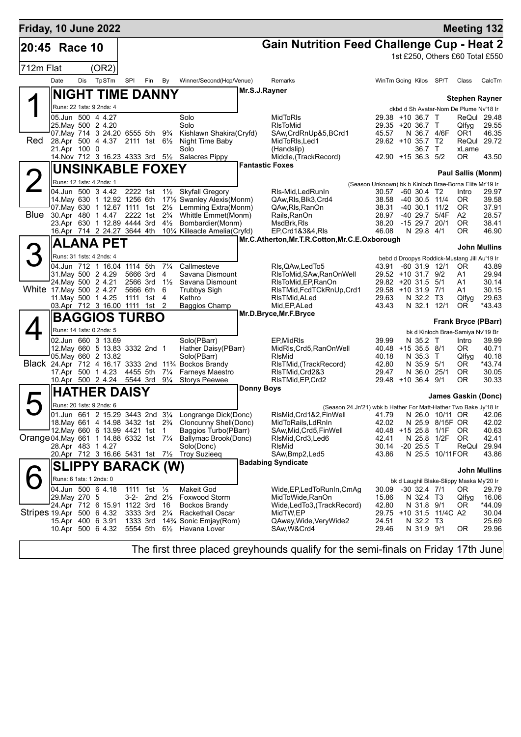**Friday, 10 June 2022** — **Meeting 132**

# 20:45 Race 10 — Gain Nutrition Feed Challenge Cup - Heat 2

1st £250, Others £60 Total £550

712m Flat (OR2)

| Date | Dis | TpSTm | SPI | Fin | By | Winner/Second(Hcp/Venue) | Remarks | WinTm | Going | Kilos | SP/T | Class | CalcTm |
|---|---|---|---|---|---|---|---|---|---|---|---|---|---|

## 1 Red — NIGHT TIME DANNY
Mr.S.J.Rayner — Trainer: Stephen Rayner
Runs: 22 1sts: 9 2nds: 4 — dkbd d Sh Avatar-Nom De Plume Nv'18 Ir

| Date | Dis | TpSTm | SPI | Fin | By | Winner/Second(Hcp/Venue) | Remarks | WinTm | Going | Kilos | SP/T | Class | CalcTm |
|---|---|---|---|---|---|---|---|---|---|---|---|---|---|
| 05.Jun | 500 | 4 4.27 | | | | Solo | MidToRls | 29.38 | +10 | 36.7 | T | ReQul | 29.48 |
| 25.May | 500 | 2 4.20 | | | | Solo | RlsToMid | 29.35 | +20 | 36.7 | T | Qlfyg | 29.55 |
| 07.May | 714 | 3 24.20 | 6555 | 5th | 9¾ | Kishlawn Shakira(Cryfd) | SAw,CrdRnUp&5,BCrd1 | 45.57 | N | 36.7 | 4/6F | OR1 | 46.35 |
| 28.Apr | 500 | 4 4.37 | 2111 | 1st | 6½ | Night Time Baby | MidToRls,Led1 | 29.62 | +10 | 35.7 | T2 | ReQul | 29.72 |
| 21.Apr | 100 | 0 | | | | Solo | (Handslip) | | | 36.7 | T | xLame | |
| 14.Nov | 712 | 3 16.23 | 4333 | 3rd | 5½ | Salacres Pippy | Middle,(TrackRecord) | 42.90 | +15 | 36.3 | 5/2 | OR | 43.50 |

## 2 Blue — UNSINKABLE FOXEY
Fantastic Foxes — Trainer: Paul Sallis (Monm)
Runs: 12 1sts: 4 2nds: 1 — (Season Unknown) bk b Kinloch Brae-Borna Elite Mr'19 Ir

| Date | Dis | TpSTm | SPI | Fin | By | Winner/Second(Hcp/Venue) | Remarks | WinTm | Going | Kilos | SP/T | Class | CalcTm |
|---|---|---|---|---|---|---|---|---|---|---|---|---|---|
| 04.Jun | 500 | 3 4.42 | 2222 | 1st | 1½ | Skyfall Gregory | Rls-Mid,LedRunIn | 30.57 | -60 | 30.4 | T2 | Intro | 29.97 |
| 14.May | 630 | 1 12.92 | 1256 | 6th | 17½ | Swanley Alexis(Monm) | QAw,Rls,Blk3,Crd4 | 38.58 | -40 | 30.5 | 11/4 | OR | 39.58 |
| 07.May | 630 | 1 12.67 | 1111 | 1st | 2½ | Lemming Extra(Monm) | QAw,Rls,RanOn | 38.31 | -40 | 30.1 | 11/2 | OR | 37.91 |
| 30.Apr | 480 | 1 4.47 | 2222 | 1st | 2¾ | Whittle Emmet(Monm) | Rails,RanOn | 28.97 | -40 | 29.7 | 5/4F | A2 | 28.57 |
| 23.Apr | 630 | 1 12.89 | 4444 | 3rd | 4½ | Bombardier(Monm) | MsdBrk,Rls | 38.20 | -15 | 29.7 | 20/1 | OR | 38.41 |
| 16.Apr | 714 | 2 24.27 | 3644 | 4th | 10¼ | Killeacle Amelia(Cryfd) | EP,Crd1&3&4,Rls | 46.08 | N | 29.8 | 4/1 | OR | 46.90 |

## 3 White — ALANA PET
Mr.C.Atherton,Mr.T.R.Cotton,Mr.C.E.Oxborough — Trainer: John Mullins
Runs: 31 1sts: 4 2nds: 4 — bebd d Droopys Roddick-Mustang Jill Au'19 Ir

| Date | Dis | TpSTm | SPI | Fin | By | Winner/Second(Hcp/Venue) | Remarks | WinTm | Going | Kilos | SP/T | Class | CalcTm |
|---|---|---|---|---|---|---|---|---|---|---|---|---|---|
| 04.Jun | 712 | 1 16.04 | 1114 | 5th | 7¼ | Callmesteve | Rls,QAw,LedTo5 | 43.91 | -60 | 31.9 | 12/1 | OR | 43.89 |
| 31.May | 500 | 2 4.29 | 5666 | 3rd | 4 | Savana Dismount | RlsToMid,SAw,RanOnWell | 29.52 | +10 | 31.7 | 9/2 | A1 | 29.94 |
| 24.May | 500 | 2 4.21 | 2566 | 3rd | 1½ | Savana Dismount | RlsToMid,EP,RanOn | 29.82 | +20 | 31.5 | 5/1 | A1 | 30.14 |
| 17.May | 500 | 2 4.27 | 5666 | 6th | 6 | Trubbys Sigh | RlsTMid,FcdTCkRnUp,Crd1 | 29.58 | +10 | 31.9 | 7/1 | A1 | 30.15 |
| 11.May | 500 | 1 4.25 | 1111 | 1st | 4 | Kethro | RlsTMid,ALed | 29.63 | N | 32.2 | T3 | Qlfyg | 29.63 |
| 03.Apr | 712 | 3 16.00 | 1111 | 1st | 2 | Baggios Champ | Mid,EP,ALed | 43.43 | N | 32.1 | 12/1 | OR | *43.43 |

## 4 Black — BAGGIOS TURBO
Mr.D.Bryce,Mr.F.Bryce — Trainer: Frank Bryce (PBarr)
Runs: 14 1sts: 0 2nds: 5 — bk d Kinloch Brae-Samiya Nv'19 Br

| Date | Dis | TpSTm | SPI | Fin | By | Winner/Second(Hcp/Venue) | Remarks | WinTm | Going | Kilos | SP/T | Class | CalcTm |
|---|---|---|---|---|---|---|---|---|---|---|---|---|---|
| 02.Jun | 660 | 3 13.69 | | | | Solo(PBarr) | EP,MidRls | 39.99 | N | 35.2 | T | Intro | 39.99 |
| 12.May | 660 | 5 13.83 | 3332 | 2nd | 1 | Hather Daisy(PBarr) | MidRls,Crd5,RanOnWell | 40.48 | +15 | 35.5 | 8/1 | OR | 40.71 |
| 05.May | 660 | 2 13.82 | | | | Solo(PBarr) | RlsMid | 40.18 | N | 35.3 | T | Qlfyg | 40.18 |
| 24.Apr | 712 | 4 16.17 | 3333 | 2nd | 11¾ | Bockos Brandy | RlsTMid,(TrackRecord) | 42.80 | N | 35.9 | 5/1 | OR | *43.74 |
| 17.Apr | 500 | 1 4.23 | 4455 | 5th | 7¼ | Farneys Maestro | RlsTMid,Crd2&3 | 29.47 | N | 36.0 | 25/1 | OR | 30.05 |
| 10.Apr | 500 | 2 4.24 | 5544 | 3rd | 9¼ | Storys Peewee | RlsTMid,EP,Crd2 | 29.48 | +10 | 36.4 | 9/1 | OR | 30.33 |

## 5 Orange — HATHER DAISY
Donny Boys — Trainer: James Gaskin (Donc)
Runs: 20 1sts: 9 2nds: 6 — (Season 24.Jn'21) wbk b Hather For Matt-Hather Two Bake Jy'18 Ir

| Date | Dis | TpSTm | SPI | Fin | By | Winner/Second(Hcp/Venue) | Remarks | WinTm | Going | Kilos | SP/T | Class | CalcTm |
|---|---|---|---|---|---|---|---|---|---|---|---|---|---|
| 01.Jun | 661 | 2 15.29 | 3443 | 2nd | 3¼ | Longrange Dick(Donc) | RlsMid,Crd1&2,FinWell | 41.79 | N | 26.0 | 10/11 | OR | 42.06 |
| 18.May | 661 | 4 14.98 | 3432 | 1st | 2¾ | Cloncunny Shell(Donc) | MidToRails,LdRnIn | 42.02 | N | 25.9 | 8/15F | OR | 42.02 |
| 12.May | 660 | 6 13.99 | 4421 | 1st | 1 | Baggios Turbo(PBarr) | SAw,Mid,Crd5,FinWell | 40.48 | +15 | 25.8 | 1/1F | OR | 40.63 |
| 04.May | 661 | 1 14.88 | 6332 | 1st | 7¼ | Ballymac Brook(Donc) | RlsMid,Crd3,Led6 | 42.41 | N | 25.8 | 1/2F | OR | 42.41 |
| 28.Apr | 483 | 1 4.27 | | | | Solo(Donc) | RlsMid | 30.14 | -20 | 25.5 | T | ReQul | 29.94 |
| 20.Apr | 712 | 3 16.66 | 5431 | 1st | 7½ | Troy Suzieeq | SAw,Bmp2,Led5 | 43.86 | N | 25.5 | 10/11F | OR | 43.86 |

## 6 Stripes — SLIPPY BARACK (W)
Badabing Syndicate — Trainer: John Mullins
Runs: 6 1sts: 1 2nds: 0 — bk d Laughil Blake-Slippy Maska My'20 Ir

| Date | Dis | TpSTm | SPI | Fin | By | Winner/Second(Hcp/Venue) | Remarks | WinTm | Going | Kilos | SP/T | Class | CalcTm |
|---|---|---|---|---|---|---|---|---|---|---|---|---|---|
| 04.Jun | 500 | 6 4.18 | 1111 | 1st | ½ | Makeit God | Wide,EP,LedToRunIn,CmAg | 30.09 | -30 | 32.4 | 7/1 | OR | 29.79 |
| 29.May | 270 | 5 | 3-2- | 2nd | 2½ | Foxwood Storm | MidToWide,RanOn | 15.86 | N | 32.4 | T3 | Qlfyg | 16.06 |
| 24.Apr | 712 | 6 15.91 | 1122 | 3rd | 16 | Bockos Brandy | Wide,LedTo3,(TrackRecord) | 42.80 | N | 31.8 | 9/1 | OR | *44.09 |
| 19.Apr | 500 | 6 4.32 | 3333 | 3rd | 2¼ | Rackethall Oscar | MidTW,EP | 29.75 | +10 | 31.5 | 11/4C | A2 | 30.04 |
| 15.Apr | 400 | 6 3.91 | 1333 | 3rd | 14¾ | Sonic Emjay(Rom) | QAway,Wide,VeryWide2 | 24.51 | N | 32.2 | T3 | | 25.69 |
| 10.Apr | 500 | 6 4.32 | 5554 | 5th | 6½ | Havana Lover | SAw,W&Crd4 | 29.46 | N | 31.9 | 9/1 | OR | 29.96 |

The first three placed greyhounds qualify for the semi-finals on Friday 17th June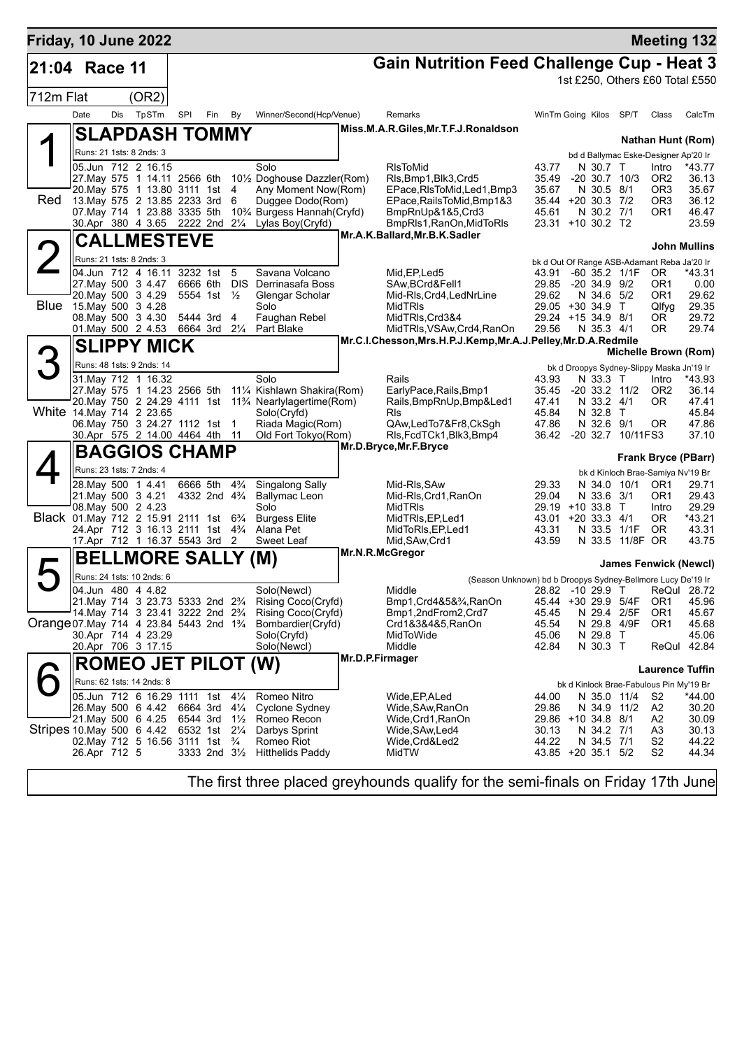**Friday, 10 June 2022** — **Meeting 132**

# 21:04 Race 11 — Gain Nutrition Feed Challenge Cup - Heat 3

712m Flat (OR2)

1st £250, Others £60 Total £550

| Date | Dis | TpSTm | SPI | Fin | By | Winner/Second(Hcp/Venue) | Remarks | WinTm | Going | Kilos | SP/T | Class | CalcTm |
|---|---|---|---|---|---|---|---|---|---|---|---|---|---|

## 1 (Red) SLAPDASH TOMMY
Miss.M.A.R.Giles,Mr.T.F.J.Ronaldson — **Nathan Hunt (Rom)**

Runs: 21 1sts: 8 2nds: 3 — bd d Ballymac Eske-Designer Ap'20 Ir

| Date | Dis | TpSTm | SPI | Fin | By | Winner/Second(Hcp/Venue) | Remarks | WinTm | Going | Kilos | SP/T | Class | CalcTm |
|---|---|---|---|---|---|---|---|---|---|---|---|---|---|
| 05.Jun | 712 | 2 16.15 | | | | Solo | RlsToMid | 43.77 | N | 30.7 | T | Intro | *43.77 |
| 27.May | 575 | 1 14.11 | 2566 | 6th | 10½ | Doghouse Dazzler(Rom) | Rls,Bmp1,Blk3,Crd5 | 35.49 | -20 | 30.7 | 10/3 | OR2 | 36.13 |
| 20.May | 575 | 1 13.80 | 3111 | 1st | 4 | Any Moment Now(Rom) | EPace,RlsToMid,Led1,Bmp3 | 35.67 | N | 30.5 | 8/1 | OR3 | 35.67 |
| 13.May | 575 | 2 13.85 | 2233 | 3rd | 6 | Duggee Dodo(Rom) | EPace,RailsToMid,Bmp1&3 | 35.44 | +20 | 30.3 | 7/2 | OR3 | 36.12 |
| 07.May | 714 | 1 23.88 | 3335 | 5th | 10¾ | Burgess Hannah(Cryfd) | BmpRnUp&1&5,Crd3 | 45.61 | N | 30.2 | 7/1 | OR1 | 46.47 |
| 30.Apr | 380 | 4 3.65 | 2222 | 2nd | 2¼ | Lylas Boy(Cryfd) | BmpRls1,RanOn,MidToRls | 23.31 | +10 | 30.2 | T2 | | 23.59 |

## 2 (Blue) CALLMESTEVE
Mr.A.K.Ballard,Mr.B.K.Sadler — **John Mullins**

Runs: 21 1sts: 8 2nds: 3 — bk d Out Of Range ASB-Adamant Reba Ja'20 Ir

| Date | Dis | TpSTm | SPI | Fin | By | Winner/Second(Hcp/Venue) | Remarks | WinTm | Going | Kilos | SP/T | Class | CalcTm |
|---|---|---|---|---|---|---|---|---|---|---|---|---|---|
| 04.Jun | 712 | 4 16.11 | 3232 | 1st | 5 | Savana Volcano | Mid,EP,Led5 | 43.91 | -60 | 35.2 | 1/1F | OR | *43.31 |
| 27.May | 500 | 3 4.47 | 6666 | 6th | DIS | Derrinasafa Boss | SAw,BCrd&Fell1 | 29.85 | -20 | 34.9 | 9/2 | OR1 | 0.00 |
| 20.May | 500 | 3 4.29 | 5554 | 1st | ½ | Glengar Scholar | Mid-Rls,Crd4,LedNrLine | 29.62 | N | 34.6 | 5/2 | OR1 | 29.62 |
| 15.May | 500 | 3 4.28 | | | | Solo | MidTRls | 29.05 | +30 | 34.9 | T | Qlfyg | 29.35 |
| 08.May | 500 | 3 4.30 | 5444 | 3rd | 4 | Faughan Rebel | MidTRls,Crd3&4 | 29.24 | +15 | 34.9 | 8/1 | OR | 29.72 |
| 01.May | 500 | 2 4.53 | 6664 | 3rd | 2¼ | Part Blake | MidTRls,VSAw,Crd4,RanOn | 29.56 | N | 35.3 | 4/1 | OR | 29.74 |

## 3 (White) SLIPPY MICK
Mr.C.I.Chesson,Mrs.H.P.J.Kemp,Mr.A.J.Pelley,Mr.D.A.Redmile — **Michelle Brown (Rom)**

Runs: 48 1sts: 9 2nds: 14 — bk d Droopys Sydney-Slippy Maska Jn'19 Ir

| Date | Dis | TpSTm | SPI | Fin | By | Winner/Second(Hcp/Venue) | Remarks | WinTm | Going | Kilos | SP/T | Class | CalcTm |
|---|---|---|---|---|---|---|---|---|---|---|---|---|---|
| 31.May | 712 | 1 16.32 | | | | Solo | Rails | 43.93 | N | 33.3 | T | Intro | *43.93 |
| 27.May | 575 | 1 14.23 | 2566 | 5th | 11¼ | Kishlawn Shakira(Rom) | EarlyPace,Rails,Bmp1 | 35.45 | -20 | 33.2 | 11/2 | OR2 | 36.14 |
| 20.May | 750 | 2 24.29 | 4111 | 1st | 11¾ | Nearlylagertime(Rom) | Rails,BmpRnUp,Bmp&Led1 | 47.41 | N | 33.2 | 4/1 | OR | 47.41 |
| 14.May | 714 | 2 23.65 | | | | Solo(Cryfd) | Rls | 45.84 | N | 32.8 | T | | 45.84 |
| 06.May | 750 | 3 24.27 | 1112 | 1st | 1 | Riada Magic(Rom) | QAw,LedTo7&Fr8,CkSgh | 47.86 | N | 32.6 | 9/1 | OR | 47.86 |
| 30.Apr | 575 | 2 14.00 | 4464 | 4th | 11 | Old Fort Tokyo(Rom) | Rls,FcdTCk1,Blk3,Bmp4 | 36.42 | -20 | 32.7 | 10/11FS3 | | 37.10 |

## 4 (Black) BAGGIOS CHAMP
Mr.D.Bryce,Mr.F.Bryce — **Frank Bryce (PBarr)**

Runs: 23 1sts: 7 2nds: 4 — bk d Kinloch Brae-Samiya Nv'19 Br

| Date | Dis | TpSTm | SPI | Fin | By | Winner/Second(Hcp/Venue) | Remarks | WinTm | Going | Kilos | SP/T | Class | CalcTm |
|---|---|---|---|---|---|---|---|---|---|---|---|---|---|
| 28.May | 500 | 1 4.41 | 6666 | 5th | 4¾ | Singalong Sally | Mid-Rls,SAw | 29.33 | N | 34.0 | 10/1 | OR1 | 29.71 |
| 21.May | 500 | 3 4.21 | 4332 | 2nd | 4¾ | Ballymac Leon | Mid-Rls,Crd1,RanOn | 29.04 | N | 33.6 | 3/1 | OR1 | 29.43 |
| 08.May | 500 | 2 4.23 | | | | Solo | MidTRls | 29.19 | +10 | 33.8 | T | Intro | 29.29 |
| 01.May | 712 | 2 15.91 | 2111 | 1st | 6¾ | Burgess Elite | MidTRls,EP,Led1 | 43.01 | +20 | 33.3 | 4/1 | OR | *43.21 |
| 24.Apr | 712 | 3 16.13 | 2111 | 1st | 4¾ | Alana Pet | MidToRls,EP,Led1 | 43.31 | N | 33.5 | 1/1F | OR | 43.31 |
| 17.Apr | 712 | 1 16.37 | 5543 | 3rd | 2 | Sweet Leaf | Mid,SAw,Crd1 | 43.59 | N | 33.5 | 11/8F | OR | 43.75 |

## 5 (Orange) BELLMORE SALLY (M)
Mr.N.R.McGregor — **James Fenwick (Newcl)**

Runs: 24 1sts: 10 2nds: 6 — (Season Unknown) bd b Droopys Sydney-Bellmore Lucy De'19 Ir

| Date | Dis | TpSTm | SPI | Fin | By | Winner/Second(Hcp/Venue) | Remarks | WinTm | Going | Kilos | SP/T | Class | CalcTm |
|---|---|---|---|---|---|---|---|---|---|---|---|---|---|
| 04.Jun | 480 | 4 4.82 | | | | Solo(Newcl) | Middle | 28.82 | -10 | 29.9 | T | ReQul | 28.72 |
| 21.May | 714 | 3 23.73 | 5333 | 2nd | 2¾ | Rising Coco(Cryfd) | Bmp1,Crd4&5&¾,RanOn | 45.44 | +30 | 29.9 | 5/4F | OR1 | 45.96 |
| 14.May | 714 | 3 23.41 | 3222 | 2nd | 2¾ | Rising Coco(Cryfd) | Bmp1,2ndFrom2,Crd7 | 45.45 | N | 29.4 | 2/5F | OR1 | 45.67 |
| 07.May | 714 | 4 23.84 | 5443 | 2nd | 1¾ | Bombardier(Cryfd) | Crd1&3&4&5,RanOn | 45.54 | N | 29.8 | 4/9F | OR1 | 45.68 |
| 30.Apr | 714 | 4 23.29 | | | | Solo(Cryfd) | MidToWide | 45.06 | N | 29.8 | T | | 45.06 |
| 20.Apr | 706 | 3 17.15 | | | | Solo(Newcl) | Middle | 42.84 | N | 30.3 | T | ReQul | 42.84 |

## 6 (Stripes) ROMEO JET PILOT (W)
Mr.D.P.Firmager — **Laurence Tuffin**

Runs: 62 1sts: 14 2nds: 8 — bk d Kinlock Brae-Fabulous Pin My'19 Br

| Date | Dis | TpSTm | SPI | Fin | By | Winner/Second(Hcp/Venue) | Remarks | WinTm | Going | Kilos | SP/T | Class | CalcTm |
|---|---|---|---|---|---|---|---|---|---|---|---|---|---|
| 05.Jun | 712 | 6 16.29 | 1111 | 1st | 4¼ | Romeo Nitro | Wide,EP,ALed | 44.00 | N | 35.0 | 11/4 | S2 | *44.00 |
| 26.May | 500 | 6 4.42 | 6664 | 3rd | 4¼ | Cyclone Sydney | Wide,SAw,RanOn | 29.86 | N | 34.9 | 11/2 | A2 | 30.20 |
| 21.May | 500 | 6 4.25 | 6544 | 3rd | 1½ | Romeo Recon | Wide,Crd1,RanOn | 29.86 | +10 | 34.8 | 8/1 | A2 | 30.09 |
| 10.May | 500 | 6 4.42 | 6532 | 1st | 2¼ | Darbys Sprint | Wide,SAw,Led4 | 30.13 | N | 34.2 | 7/1 | A3 | 30.13 |
| 02.May | 712 | 5 16.56 | 3111 | 1st | ¾ | Romeo Riot | Wide,Crd&Led2 | 44.22 | N | 34.5 | 7/1 | S2 | 44.22 |
| 26.Apr | 712 | 5 | 3333 | 2nd | 3½ | Hitthelids Paddy | MidTW | 43.85 | +20 | 35.1 | 5/2 | S2 | 44.34 |

The first three placed greyhounds qualify for the semi-finals on Friday 17th June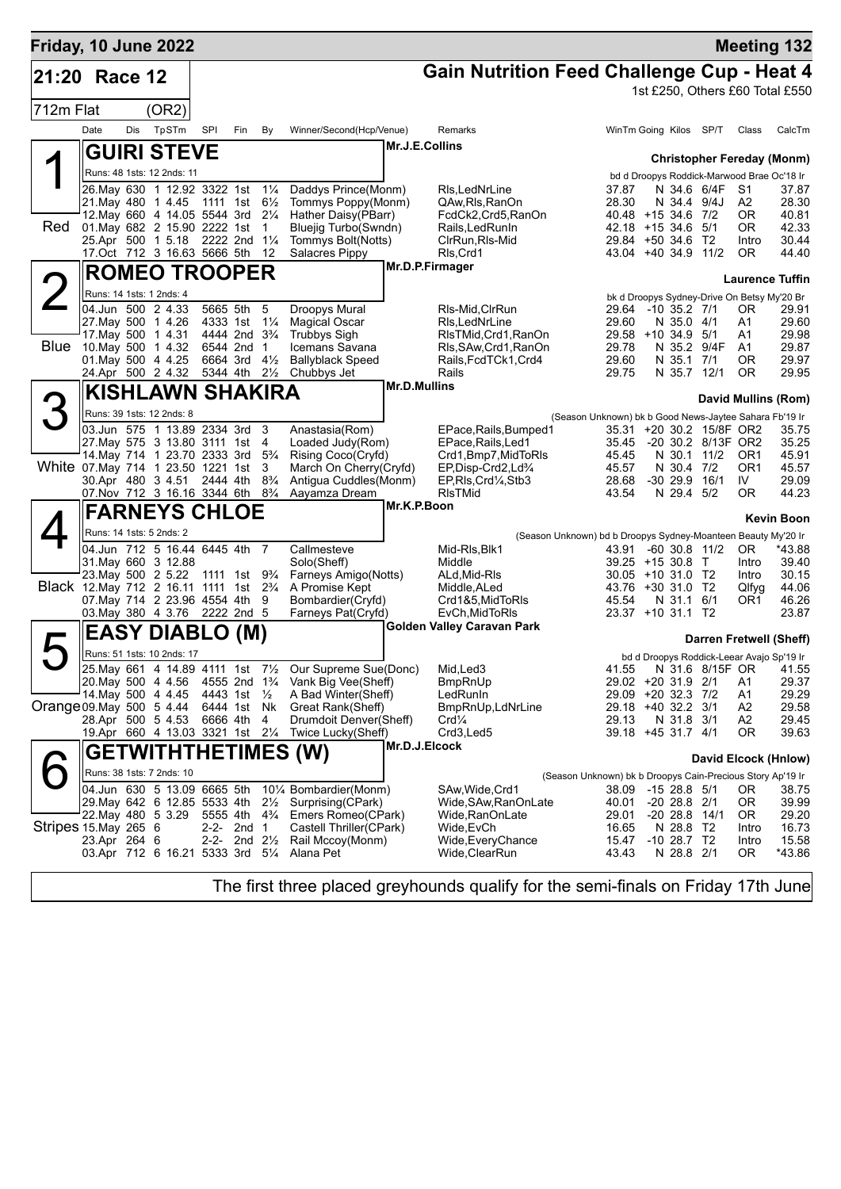# Friday, 10 June 2022

**Meeting 132**

## 21:20 Race 12

**Gain Nutrition Feed Challenge Cup - Heat 4**

1st £250, Others £60 Total £550

712m Flat (OR2)

| Date | Dis | TpSTm | SPI | Fin | By | Winner/Second(Hcp/Venue) | Remarks | WinTm | Going | Kilos | SP/T | Class | CalcTm |
|---|---|---|---|---|---|---|---|---|---|---|---|---|---|

### 1 GUIRI STEVE — Red

Mr.J.E.Collins — Christopher Fereday (Monm)

Runs: 48 1sts: 12 2nds: 11 — bd d Droopys Roddick-Marwood Brae Oc'18 Ir

| Date | Dis | TpSTm | SPI | Fin | By | Winner/Second(Hcp/Venue) | Remarks | WinTm | Going | Kilos | SP/T | Class | CalcTm |
|---|---|---|---|---|---|---|---|---|---|---|---|---|---|
| 26.May | 630 | 1 12.92 | 3322 | 1st | 1¼ | Daddys Prince(Monm) | Rls,LedNrLine | 37.87 | N | 34.6 | 6/4F | S1 | 37.87 |
| 21.May | 480 | 1 4.45 | 1111 | 1st | 6½ | Tommys Poppy(Monm) | QAw,Rls,RanOn | 28.30 | N | 34.4 | 9/4J | A2 | 28.30 |
| 12.May | 660 | 4 14.05 | 5544 | 3rd | 2¼ | Hather Daisy(PBarr) | FcdCk2,Crd5,RanOn | 40.48 | +15 | 34.6 | 7/2 | OR | 40.81 |
| 01.May | 682 | 2 15.90 | 2222 | 1st | 1 | Bluejig Turbo(Swndn) | Rails,LedRunIn | 42.18 | +15 | 34.6 | 5/1 | OR | 42.33 |
| 25.Apr | 500 | 1 5.18 | 2222 | 2nd | 1¼ | Tommys Bolt(Notts) | ClrRun,Rls-Mid | 29.84 | +50 | 34.6 | T2 | Intro | 30.44 |
| 17.Oct | 712 | 3 16.63 | 5666 | 5th | 12 | Salacres Pippy | Rls,Crd1 | 43.04 | +40 | 34.9 | 11/2 | OR | 44.40 |

### 2 ROMEO TROOPER — Blue

Mr.D.P.Firmager — Laurence Tuffin

Runs: 14 1sts: 1 2nds: 4 — bk d Droopys Sydney-Drive On Betsy My'20 Br

| Date | Dis | TpSTm | SPI | Fin | By | Winner/Second(Hcp/Venue) | Remarks | WinTm | Going | Kilos | SP/T | Class | CalcTm |
|---|---|---|---|---|---|---|---|---|---|---|---|---|---|
| 04.Jun | 500 | 2 4.33 | 5665 | 5th | 5 | Droopys Mural | Rls-Mid,ClrRun | 29.64 | -10 | 35.2 | 7/1 | OR | 29.91 |
| 27.May | 500 | 1 4.26 | 4333 | 1st | 1¼ | Magical Oscar | Rls,LedNrLine | 29.60 | N | 35.0 | 4/1 | A1 | 29.60 |
| 17.May | 500 | 1 4.31 | 4444 | 2nd | 3¾ | Trubbys Sigh | RlsTMid,Crd1,RanOn | 29.58 | +10 | 34.9 | 5/1 | A1 | 29.98 |
| 10.May | 500 | 1 4.32 | 6544 | 2nd | 1 | Icemans Savana | Rls,SAw,Crd1,RanOn | 29.78 | N | 35.2 | 9/4F | A1 | 29.87 |
| 01.May | 500 | 4 4.25 | 6664 | 3rd | 4½ | Ballyblack Speed | Rails,FcdTCk1,Crd4 | 29.60 | N | 35.1 | 7/1 | OR | 29.97 |
| 24.Apr | 500 | 2 4.32 | 5344 | 4th | 2½ | Chubbys Jet | Rails | 29.75 | N | 35.7 | 12/1 | OR | 29.95 |

### 3 KISHLAWN SHAKIRA — White

Mr.D.Mullins — David Mullins (Rom)

Runs: 39 1sts: 12 2nds: 8 — (Season Unknown) bk b Good News-Jaytee Sahara Fb'19 Ir

| Date | Dis | TpSTm | SPI | Fin | By | Winner/Second(Hcp/Venue) | Remarks | WinTm | Going | Kilos | SP/T | Class | CalcTm |
|---|---|---|---|---|---|---|---|---|---|---|---|---|---|
| 03.Jun | 575 | 1 13.89 | 2334 | 3rd | 3 | Anastasia(Rom) | EPace,Rails,Bumped1 | 35.31 | +20 | 30.2 | 15/8F | OR2 | 35.75 |
| 27.May | 575 | 3 13.80 | 3111 | 1st | 4 | Loaded Judy(Rom) | EPace,Rails,Led1 | 35.45 | -20 | 30.2 | 8/13F | OR2 | 35.25 |
| 14.May | 714 | 1 23.70 | 2333 | 3rd | 5¾ | Rising Coco(Cryfd) | Crd1,Bmp7,MidToRls | 45.45 | N | 30.1 | 11/2 | OR1 | 45.91 |
| 07.May | 714 | 1 23.50 | 1221 | 1st | 3 | March On Cherry(Cryfd) | EP,Disp-Crd2,Ld¾ | 45.57 | N | 30.4 | 7/2 | OR1 | 45.57 |
| 30.Apr | 480 | 3 4.51 | 2444 | 4th | 8¾ | Antigua Cuddles(Monm) | EP,Rls,Crd¼,Stb3 | 28.68 | -30 | 29.9 | 16/1 | IV | 29.09 |
| 07.Nov | 712 | 3 16.16 | 3344 | 6th | 8¾ | Aayamza Dream | RlsTMid | 43.54 | N | 29.4 | 5/2 | OR | 44.23 |

### 4 FARNEYS CHLOE — Black

Mr.K.P.Boon — Kevin Boon

Runs: 14 1sts: 5 2nds: 2 — (Season Unknown) bd b Droopys Sydney-Moanteen Beauty My'20 Ir

| Date | Dis | TpSTm | SPI | Fin | By | Winner/Second(Hcp/Venue) | Remarks | WinTm | Going | Kilos | SP/T | Class | CalcTm |
|---|---|---|---|---|---|---|---|---|---|---|---|---|---|
| 04.Jun | 712 | 5 16.44 | 6445 | 4th | 7 | Callmesteve | Mid-Rls,Blk1 | 43.91 | -60 | 30.8 | 11/2 | OR | *43.88 |
| 31.May | 660 | 3 12.88 | | | | Solo(Sheff) | Middle | 39.25 | +15 | 30.8 | T | Intro | 39.40 |
| 23.May | 500 | 2 5.22 | 1111 | 1st | 9¾ | Farneys Amigo(Notts) | ALd,Mid-Rls | 30.05 | +10 | 31.0 | T2 | Intro | 30.15 |
| 12.May | 712 | 2 16.11 | 1111 | 1st | 2¾ | A Promise Kept | Middle,ALed | 43.76 | +30 | 31.0 | T2 | Qlfyg | 44.06 |
| 07.May | 714 | 2 23.96 | 4554 | 4th | 9 | Bombardier(Cryfd) | Crd1&5,MidToRls | 45.54 | N | 31.1 | 6/1 | OR1 | 46.26 |
| 03.May | 380 | 4 3.76 | 2222 | 2nd | 5 | Farneys Pat(Cryfd) | EvCh,MidToRls | 23.37 | +10 | 31.1 | T2 | | 23.87 |

### 5 EASY DIABLO (M) — Orange

Golden Valley Caravan Park — Darren Fretwell (Sheff)

Runs: 51 1sts: 10 2nds: 17 — bd d Droopys Roddick-Leear Avajo Sp'19 Ir

| Date | Dis | TpSTm | SPI | Fin | By | Winner/Second(Hcp/Venue) | Remarks | WinTm | Going | Kilos | SP/T | Class | CalcTm |
|---|---|---|---|---|---|---|---|---|---|---|---|---|---|
| 25.May | 661 | 4 14.89 | 4111 | 1st | 7½ | Our Supreme Sue(Donc) | Mid,Led3 | 41.55 | N | 31.6 | 8/15F | OR | 41.55 |
| 20.May | 500 | 4 4.56 | 4555 | 2nd | 1¾ | Vank Big Vee(Sheff) | BmpRnUp | 29.02 | +20 | 31.9 | 2/1 | A1 | 29.37 |
| 14.May | 500 | 4 4.45 | 4443 | 1st | ½ | A Bad Winter(Sheff) | LedRunIn | 29.09 | +20 | 32.3 | 7/2 | A1 | 29.29 |
| 09.May | 500 | 5 4.44 | 6444 | 1st | Nk | Great Rank(Sheff) | BmpRnUp,LdNrLine | 29.18 | +40 | 32.2 | 3/1 | A2 | 29.58 |
| 28.Apr | 500 | 5 4.53 | 6666 | 4th | 4 | Drumdoit Denver(Sheff) | Crd¼ | 29.13 | N | 31.8 | 3/1 | A2 | 29.45 |
| 19.Apr | 660 | 4 13.03 | 3321 | 1st | 2¼ | Twice Lucky(Sheff) | Crd3,Led5 | 39.18 | +45 | 31.7 | 4/1 | OR | 39.63 |

### 6 GETWITHTHETIMES (W) — Stripes

Mr.D.J.Elcock — David Elcock (Hnlow)

Runs: 38 1sts: 7 2nds: 10 — (Season Unknown) bk b Droopys Cain-Precious Story Ap'19 Ir

| Date | Dis | TpSTm | SPI | Fin | By | Winner/Second(Hcp/Venue) | Remarks | WinTm | Going | Kilos | SP/T | Class | CalcTm |
|---|---|---|---|---|---|---|---|---|---|---|---|---|---|
| 04.Jun | 630 | 5 13.09 | 6665 | 5th | 10¼ | Bombardier(Monm) | SAw,Wide,Crd1 | 38.09 | -15 | 28.8 | 5/1 | OR | 38.75 |
| 29.May | 642 | 6 12.85 | 5533 | 4th | 2½ | Surprising(CPark) | Wide,SAw,RanOnLate | 40.01 | -20 | 28.8 | 2/1 | OR | 39.99 |
| 22.May | 480 | 5 3.29 | 5555 | 4th | 4¾ | Emers Romeo(CPark) | Wide,RanOnLate | 29.01 | -20 | 28.8 | 14/1 | OR | 29.20 |
| 15.May | 265 | 6 | 2-2- | 2nd | 1 | Castell Thriller(CPark) | Wide,EvCh | 16.65 | N | 28.8 | T2 | Intro | 16.73 |
| 23.Apr | 264 | 6 | 2-2- | 2nd | 2½ | Rail Mccoy(Monm) | Wide,EveryChance | 15.47 | -10 | 28.7 | T2 | Intro | 15.58 |
| 03.Apr | 712 | 6 16.21 | 5333 | 3rd | 5¼ | Alana Pet | Wide,ClearRun | 43.43 | N | 28.8 | 2/1 | OR | *43.86 |

The first three placed greyhounds qualify for the semi-finals on Friday 17th June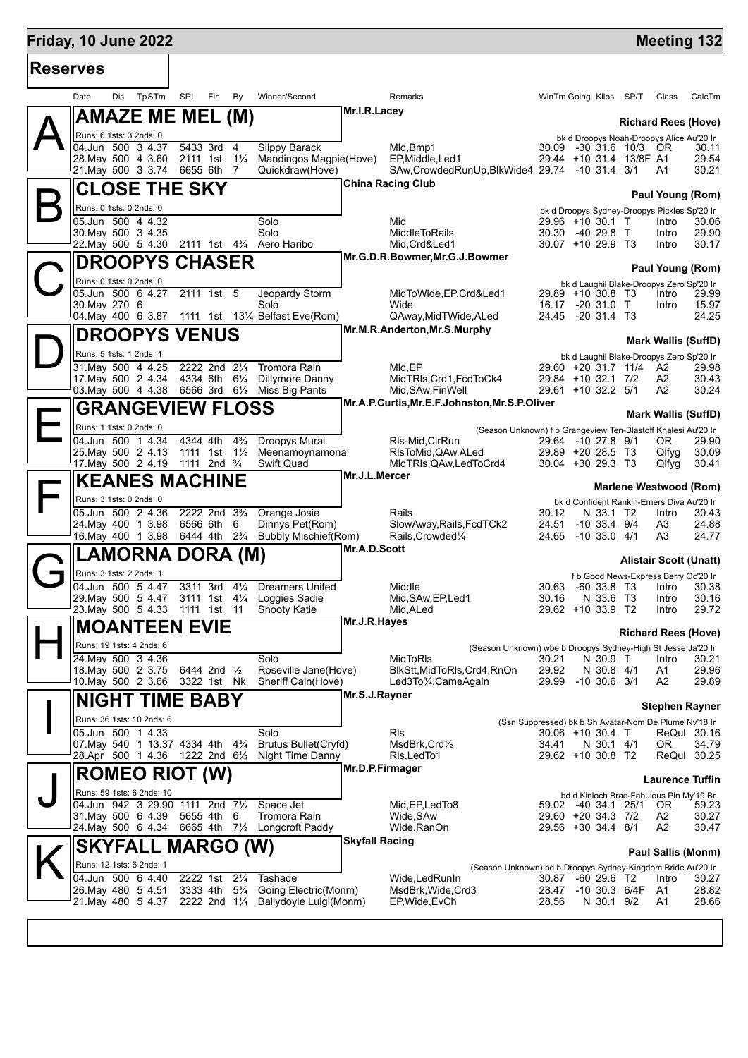# Friday, 10 June 2022

**Meeting 132**

## Reserves

| Date | Dis | TpSTm | SPI | Fin | By | Winner/Second | Remarks | WinTm | Going | Kilos | SP/T | Class | CalcTm |
|---|---|---|---|---|---|---|---|---|---|---|---|---|---|

### A — AMAZE ME MEL (M)

Mr.I.R.Lacey — **Richard Rees (Hove)**

Runs: 6 1sts: 3 2nds: 0 — bk d Droopys Noah-Droopys Alice Au'20 Ir

| Date | Dis | TpSTm | SPI | Fin | By | Winner/Second | Remarks | WinTm | Going | Kilos | SP/T | Class | CalcTm |
|---|---|---|---|---|---|---|---|---|---|---|---|---|---|
| 04.Jun | 500 | 3 4.37 | 5433 | 3rd | 4 | Slippy Barack | Mid,Bmp1 | 30.09 | -30 | 31.6 | 10/3 | OR | 30.11 |
| 28.May | 500 | 4 3.60 | 2111 | 1st | 1¼ | Mandingos Magpie(Hove) | EP,Middle,Led1 | 29.44 | +10 | 31.4 | 13/8F | A1 | 29.54 |
| 21.May | 500 | 3 3.74 | 6655 | 6th | 7 | Quickdraw(Hove) | SAw,CrowdedRunUp,BlkWide4 | 29.74 | -10 | 31.4 | 3/1 | A1 | 30.21 |

### B — CLOSE THE SKY

China Racing Club — **Paul Young (Rom)**

Runs: 0 1sts: 0 2nds: 0 — bk d Droopys Sydney-Droopys Pickles Sp'20 Ir

| Date | Dis | TpSTm | SPI | Fin | By | Winner/Second | Remarks | WinTm | Going | Kilos | SP/T | Class | CalcTm |
|---|---|---|---|---|---|---|---|---|---|---|---|---|---|
| 05.Jun | 500 | 4 4.32 | | | | Solo | Mid | 29.96 | +10 | 30.1 | T | Intro | 30.06 |
| 30.May | 500 | 3 4.35 | | | | Solo | MiddleToRails | 30.30 | -40 | 29.8 | T | Intro | 29.90 |
| 22.May | 500 | 5 4.30 | 2111 | 1st | 4¾ | Aero Haribo | Mid,Crd&Led1 | 30.07 | +10 | 29.9 | T3 | Intro | 30.17 |

### C — DROOPYS CHASER

Mr.G.D.R.Bowmer,Mr.G.J.Bowmer — **Paul Young (Rom)**

Runs: 0 1sts: 0 2nds: 0 — bk d Laughil Blake-Droopys Zero Sp'20 Ir

| Date | Dis | TpSTm | SPI | Fin | By | Winner/Second | Remarks | WinTm | Going | Kilos | SP/T | Class | CalcTm |
|---|---|---|---|---|---|---|---|---|---|---|---|---|---|
| 05.Jun | 500 | 6 4.27 | 2111 | 1st | 5 | Jeopardy Storm | MidToWide,EP,Crd&Led1 | 29.89 | +10 | 30.8 | T3 | Intro | 29.99 |
| 30.May | 270 | 6 | | | | Solo | Wide | 16.17 | -20 | 31.0 | T | Intro | 15.97 |
| 04.May | 400 | 6 3.87 | 1111 | 1st | 13¼ | Belfast Eve(Rom) | QAway,MidTWide,ALed | 24.45 | -20 | 31.4 | T3 | | 24.25 |

### D — DROOPYS VENUS

Mr.M.R.Anderton,Mr.S.Murphy — **Mark Wallis (SuffD)**

Runs: 5 1sts: 1 2nds: 1 — bk d Laughil Blake-Droopys Zero Sp'20 Ir

| Date | Dis | TpSTm | SPI | Fin | By | Winner/Second | Remarks | WinTm | Going | Kilos | SP/T | Class | CalcTm |
|---|---|---|---|---|---|---|---|---|---|---|---|---|---|
| 31.May | 500 | 4 4.25 | 2222 | 2nd | 2¼ | Tromora Rain | Mid,EP | 29.60 | +20 | 31.7 | 11/4 | A2 | 29.98 |
| 17.May | 500 | 2 4.34 | 4334 | 6th | 6¼ | Dillymore Danny | MidTRls,Crd1,FcdToCk4 | 29.84 | +10 | 32.1 | 7/2 | A2 | 30.43 |
| 03.May | 500 | 4 4.38 | 6566 | 3rd | 6½ | Miss Big Pants | Mid,SAw,FinWell | 29.61 | +10 | 32.2 | 5/1 | A2 | 30.24 |

### E — GRANGEVIEW FLOSS

Mr.A.P.Curtis,Mr.E.F.Johnston,Mr.S.P.Oliver — **Mark Wallis (SuffD)**

Runs: 1 1sts: 0 2nds: 0 — (Season Unknown) f b Grangeview Ten-Blastoff Khalesi Au'20 Ir

| Date | Dis | TpSTm | SPI | Fin | By | Winner/Second | Remarks | WinTm | Going | Kilos | SP/T | Class | CalcTm |
|---|---|---|---|---|---|---|---|---|---|---|---|---|---|
| 04.Jun | 500 | 1 4.34 | 4344 | 4th | 4¾ | Droopys Mural | Rls-Mid,ClrRun | 29.64 | -10 | 27.8 | 9/1 | OR | 29.90 |
| 25.May | 500 | 2 4.13 | 1111 | 1st | 1½ | Meenamoynamona | RlsToMid,QAw,ALed | 29.89 | +20 | 28.5 | T3 | Qlfyg | 30.09 |
| 17.May | 500 | 2 4.19 | 1111 | 2nd | ¾ | Swift Quad | MidTRls,QAw,LedToCrd4 | 30.04 | +30 | 29.3 | T3 | Qlfyg | 30.41 |

### F — KEANES MACHINE

Mr.J.L.Mercer — **Marlene Westwood (Rom)**

Runs: 3 1sts: 0 2nds: 0 — bk d Confident Rankin-Emers Diva Au'20 Ir

| Date | Dis | TpSTm | SPI | Fin | By | Winner/Second | Remarks | WinTm | Going | Kilos | SP/T | Class | CalcTm |
|---|---|---|---|---|---|---|---|---|---|---|---|---|---|
| 05.Jun | 500 | 2 4.36 | 2222 | 2nd | 3¾ | Orange Josie | Rails | 30.12 | N | 33.1 | T2 | Intro | 30.43 |
| 24.May | 400 | 1 3.98 | 6566 | 6th | 6 | Dinnys Pet(Rom) | SlowAway,Rails,FcdTCk2 | 24.51 | -10 | 33.4 | 9/4 | A3 | 24.88 |
| 16.May | 400 | 1 3.98 | 6444 | 4th | 2¾ | Bubbly Mischief(Rom) | Rails,Crowded¼ | 24.65 | -10 | 33.0 | 4/1 | A3 | 24.77 |

### G — LAMORNA DORA (M)

Mr.A.D.Scott — **Alistair Scott (Unatt)**

Runs: 3 1sts: 2 2nds: 1 — f b Good News-Express Berry Oc'20 Ir

| Date | Dis | TpSTm | SPI | Fin | By | Winner/Second | Remarks | WinTm | Going | Kilos | SP/T | Class | CalcTm |
|---|---|---|---|---|---|---|---|---|---|---|---|---|---|
| 04.Jun | 500 | 5 4.47 | 3311 | 3rd | 4¼ | Dreamers United | Middle | 30.63 | -60 | 33.8 | T3 | Intro | 30.38 |
| 29.May | 500 | 5 4.47 | 3111 | 1st | 4¼ | Loggies Sadie | Mid,SAw,EP,Led1 | 30.16 | N | 33.6 | T3 | Intro | 30.16 |
| 23.May | 500 | 5 4.33 | 1111 | 1st | 11 | Snooty Katie | Mid,ALed | 29.62 | +10 | 33.9 | T2 | Intro | 29.72 |

### H — MOANTEEN EVIE

Mr.J.R.Hayes — **Richard Rees (Hove)**

Runs: 19 1sts: 4 2nds: 6 — (Season Unknown) wbe b Droopys Sydney-High St Jesse Ja'20 Ir

| Date | Dis | TpSTm | SPI | Fin | By | Winner/Second | Remarks | WinTm | Going | Kilos | SP/T | Class | CalcTm |
|---|---|---|---|---|---|---|---|---|---|---|---|---|---|
| 24.May | 500 | 3 4.36 | | | | Solo | MidToRls | 30.21 | N | 30.9 | T | Intro | 30.21 |
| 18.May | 500 | 2 3.75 | 6444 | 2nd | ½ | Roseville Jane(Hove) | BlkStt,MidToRls,Crd4,RnOn | 29.92 | N | 30.8 | 4/1 | A1 | 29.96 |
| 10.May | 500 | 2 3.66 | 3322 | 1st | Nk | Sheriff Cain(Hove) | Led3To¾,CameAgain | 29.99 | -10 | 30.6 | 3/1 | A2 | 29.89 |

### I — NIGHT TIME BABY

Mr.S.J.Rayner — **Stephen Rayner**

Runs: 36 1sts: 10 2nds: 6 — (Ssn Suppressed) bk b Sh Avatar-Nom De Plume Nv'18 Ir

| Date | Dis | TpSTm | SPI | Fin | By | Winner/Second | Remarks | WinTm | Going | Kilos | SP/T | Class | CalcTm |
|---|---|---|---|---|---|---|---|---|---|---|---|---|---|
| 05.Jun | 500 | 1 4.33 | | | | Solo | Rls | 30.06 | +10 | 30.4 | T | ReQul | 30.16 |
| 07.May | 540 | 1 13.37 | 4334 | 4th | 4¾ | Brutus Bullet(Cryfd) | MsdBrk,Crd½ | 34.41 | N | 30.1 | 4/1 | OR | 34.79 |
| 28.Apr | 500 | 1 4.36 | 1222 | 2nd | 6½ | Night Time Danny | Rls,LedTo1 | 29.62 | +10 | 30.8 | T2 | ReQul | 30.25 |

### J — ROMEO RIOT (W)

Mr.D.P.Firmager — **Laurence Tuffin**

Runs: 59 1sts: 6 2nds: 10 — bd d Kinloch Brae-Fabulous Pin My'19 Br

| Date | Dis | TpSTm | SPI | Fin | By | Winner/Second | Remarks | WinTm | Going | Kilos | SP/T | Class | CalcTm |
|---|---|---|---|---|---|---|---|---|---|---|---|---|---|
| 04.Jun | 942 | 3 29.90 | 1111 | 2nd | 7½ | Space Jet | Mid,EP,LedTo8 | 59.02 | -40 | 34.1 | 25/1 | OR | 59.23 |
| 31.May | 500 | 6 4.39 | 5655 | 4th | 6 | Tromora Rain | Wide,SAw | 29.60 | +20 | 34.3 | 7/2 | A2 | 30.27 |
| 24.May | 500 | 6 4.34 | 6665 | 4th | 7½ | Longcroft Paddy | Wide,RanOn | 29.56 | +30 | 34.4 | 8/1 | A2 | 30.47 |

### K — SKYFALL MARGO (W)

Skyfall Racing — **Paul Sallis (Monm)**

Runs: 12 1sts: 6 2nds: 1 — (Season Unknown) bd b Droopys Sydney-Kingdom Bride Au'20 Ir

| Date | Dis | TpSTm | SPI | Fin | By | Winner/Second | Remarks | WinTm | Going | Kilos | SP/T | Class | CalcTm |
|---|---|---|---|---|---|---|---|---|---|---|---|---|---|
| 04.Jun | 500 | 6 4.40 | 2222 | 1st | 2¼ | Tashade | Wide,LedRunIn | 30.87 | -60 | 29.6 | T2 | Intro | 30.27 |
| 26.May | 480 | 5 4.51 | 3333 | 4th | 5¾ | Going Electric(Monm) | MsdBrk,Wide,Crd3 | 28.47 | -10 | 30.3 | 6/4F | A1 | 28.82 |
| 21.May | 480 | 5 4.37 | 2222 | 2nd | 1¼ | Ballydoyle Luigi(Monm) | EP,Wide,EvCh | 28.56 | N | 30.1 | 9/2 | A1 | 28.66 |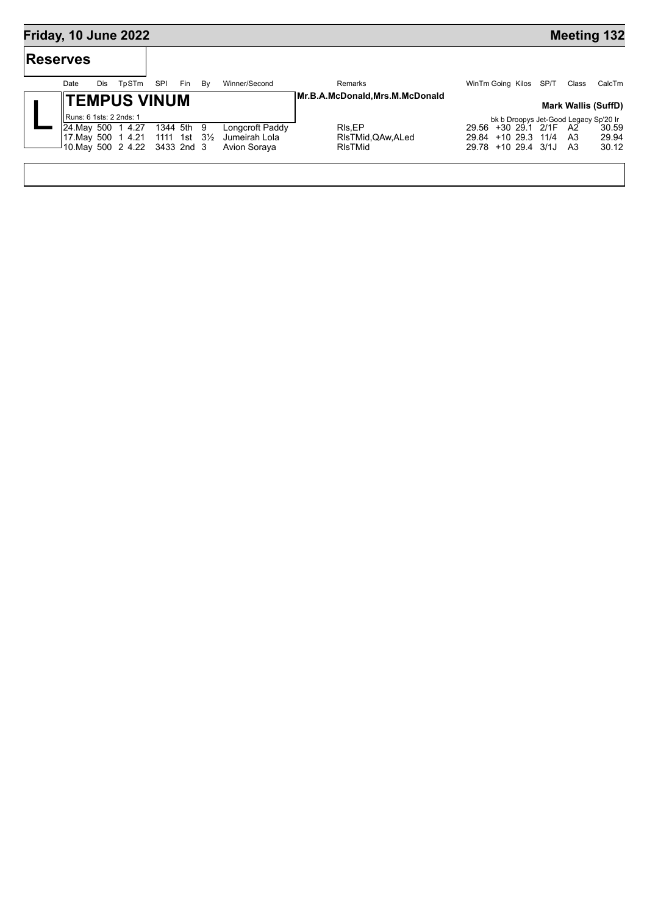## Friday, 10 June 2022

## Meeting 132

### Reserves

**L** **TEMPUS VINUM** — Mr.B.A.McDonald,Mrs.M.McDonald — **Mark Wallis (SuffD)**

Runs: 6 1sts: 2 2nds: 1

bk b Droopys Jet-Good Legacy Sp'20 Ir

| Date | Dis | TpSTm | SPl | Fin | By | Winner/Second | Remarks | WinTm | Going | Kilos | SP/T | Class | CalcTm |
|---|---|---|---|---|---|---|---|---|---|---|---|---|---|
| 24.May | 500 | 1 4.27 | 1344 | 5th | 9 | Longcroft Paddy | Rls,EP | 29.56 | +30 | 29.1 | 2/1F | A2 | 30.59 |
| 17.May | 500 | 1 4.21 | 1111 | 1st | 3½ | Jumeirah Lola | RlsTMid,QAw,ALed | 29.84 | +10 | 29.3 | 11/4 | A3 | 29.94 |
| 10.May | 500 | 2 4.22 | 3433 | 2nd | 3 | Avion Soraya | RlsTMid | 29.78 | +10 | 29.4 | 3/1J | A3 | 30.12 |